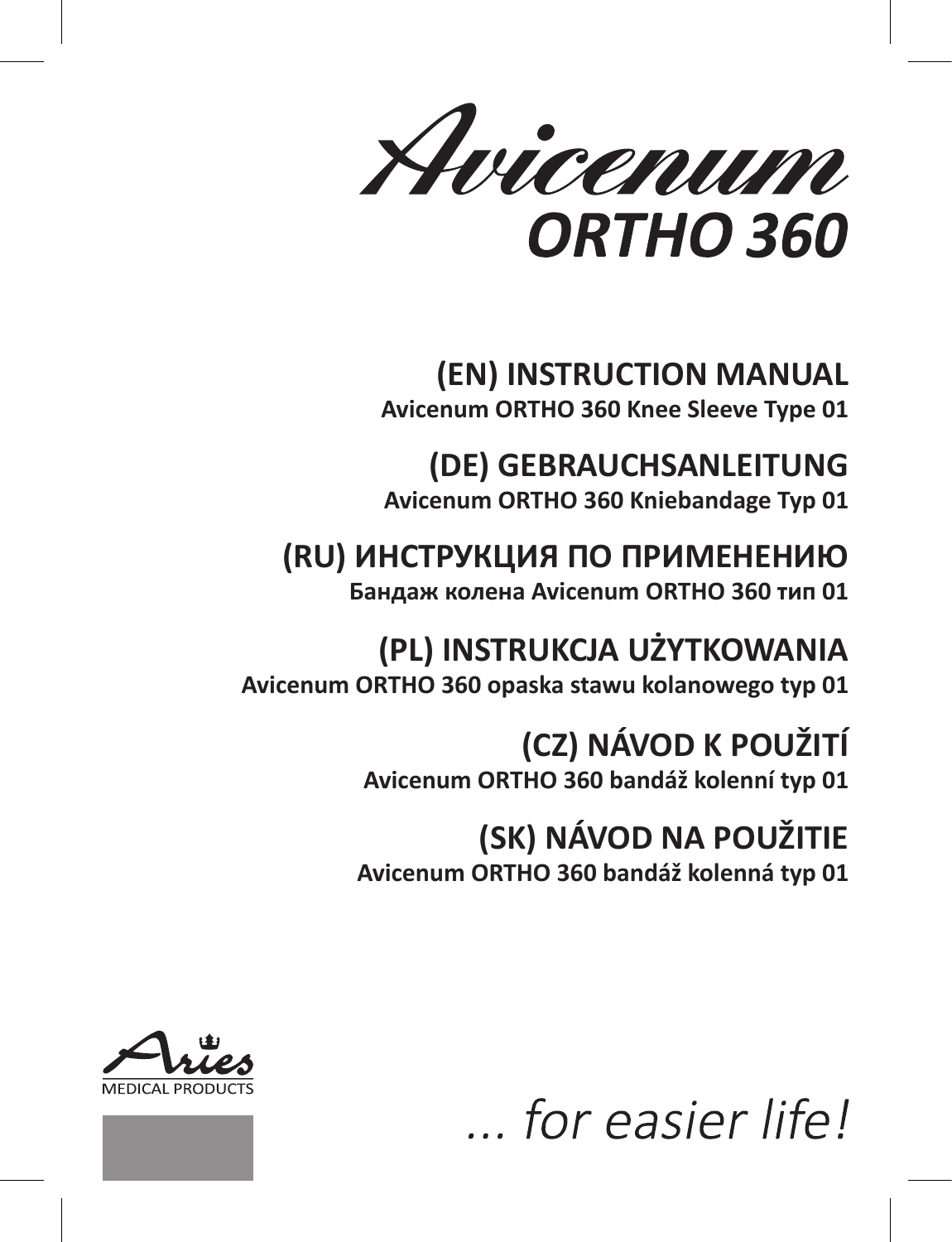# Avicenum
## ORTHO 360

## (EN) INSTRUCTION MANUAL
**Avicenum ORTHO 360 Knee Sleeve Type 01**

## (DE) GEBRAUCHSANLEITUNG
**Avicenum ORTHO 360 Kniebandage Typ 01**

## (RU) ИНСТРУКЦИЯ ПО ПРИМЕНЕНИЮ
**Бандаж колена Avicenum ORTHO 360 тип 01**

## (PL) INSTRUKCJA UŻYTKOWANIA
**Avicenum ORTHO 360 opaska stawu kolanowego typ 01**

## (CZ) NÁVOD K POUŽITÍ
**Avicenum ORTHO 360 bandáž kolenní typ 01**

## (SK) NÁVOD NA POUŽITIE
**Avicenum ORTHO 360 bandáž kolenná typ 01**

Aries
MEDICAL PRODUCTS

*... for easier life!*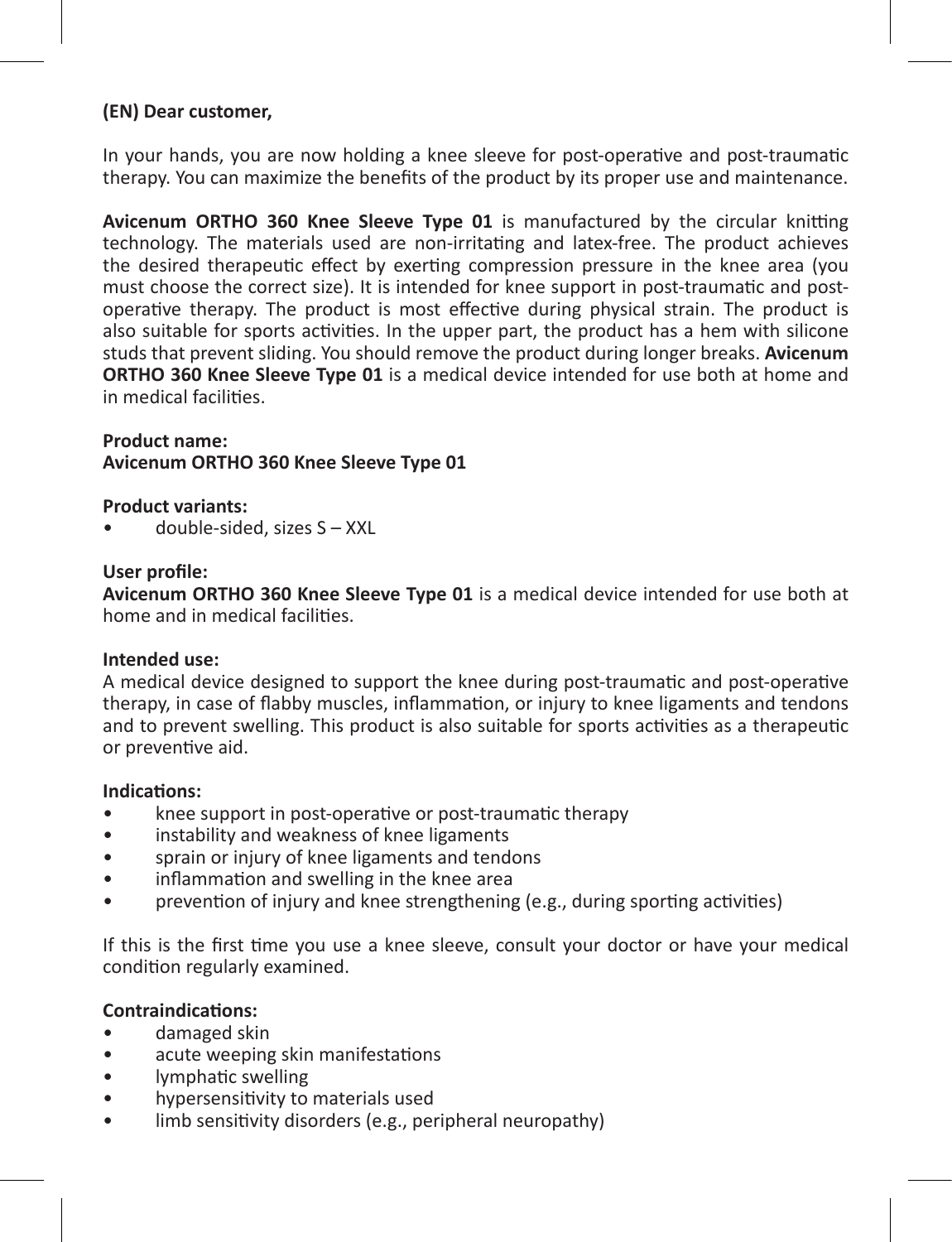**(EN) Dear customer,**

In your hands, you are now holding a knee sleeve for post-operative and post-traumatic therapy. You can maximize the benefits of the product by its proper use and maintenance.

**Avicenum ORTHO 360 Knee Sleeve Type 01** is manufactured by the circular knitting technology. The materials used are non-irritating and latex-free. The product achieves the desired therapeutic effect by exerting compression pressure in the knee area (you must choose the correct size). It is intended for knee support in post-traumatic and post-operative therapy. The product is most effective during physical strain. The product is also suitable for sports activities. In the upper part, the product has a hem with silicone studs that prevent sliding. You should remove the product during longer breaks. **Avicenum ORTHO 360 Knee Sleeve Type 01** is a medical device intended for use both at home and in medical facilities.

**Product name:**
**Avicenum ORTHO 360 Knee Sleeve Type 01**

**Product variants:**

- double-sided, sizes S – XXL

**User profile:**
**Avicenum ORTHO 360 Knee Sleeve Type 01** is a medical device intended for use both at home and in medical facilities.

**Intended use:**
A medical device designed to support the knee during post-traumatic and post-operative therapy, in case of flabby muscles, inflammation, or injury to knee ligaments and tendons and to prevent swelling. This product is also suitable for sports activities as a therapeutic or preventive aid.

**Indications:**

- knee support in post-operative or post-traumatic therapy
- instability and weakness of knee ligaments
- sprain or injury of knee ligaments and tendons
- inflammation and swelling in the knee area
- prevention of injury and knee strengthening (e.g., during sporting activities)

If this is the first time you use a knee sleeve, consult your doctor or have your medical condition regularly examined.

**Contraindications:**

- damaged skin
- acute weeping skin manifestations
- lymphatic swelling
- hypersensitivity to materials used
- limb sensitivity disorders (e.g., peripheral neuropathy)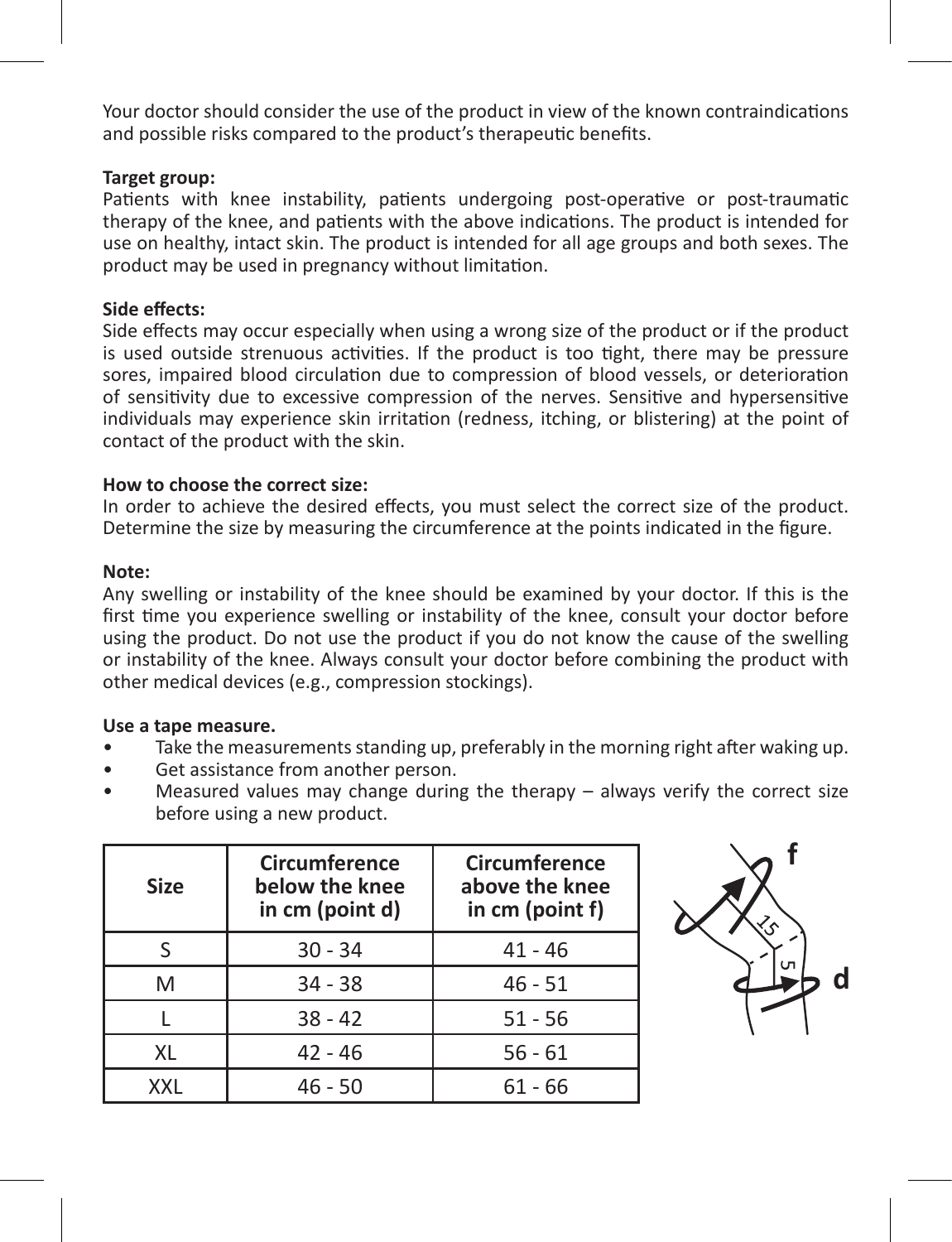Your doctor should consider the use of the product in view of the known contraindications and possible risks compared to the product's therapeutic benefits.

**Target group:**
Patients with knee instability, patients undergoing post-operative or post-traumatic therapy of the knee, and patients with the above indications. The product is intended for use on healthy, intact skin. The product is intended for all age groups and both sexes. The product may be used in pregnancy without limitation.

**Side effects:**
Side effects may occur especially when using a wrong size of the product or if the product is used outside strenuous activities. If the product is too tight, there may be pressure sores, impaired blood circulation due to compression of blood vessels, or deterioration of sensitivity due to excessive compression of the nerves. Sensitive and hypersensitive individuals may experience skin irritation (redness, itching, or blistering) at the point of contact of the product with the skin.

**How to choose the correct size:**
In order to achieve the desired effects, you must select the correct size of the product. Determine the size by measuring the circumference at the points indicated in the figure.

**Note:**
Any swelling or instability of the knee should be examined by your doctor. If this is the first time you experience swelling or instability of the knee, consult your doctor before using the product. Do not use the product if you do not know the cause of the swelling or instability of the knee. Always consult your doctor before combining the product with other medical devices (e.g., compression stockings).

**Use a tape measure.**

- Take the measurements standing up, preferably in the morning right after waking up.
- Get assistance from another person.
- Measured values may change during the therapy – always verify the correct size before using a new product.

| Size | Circumference below the knee in cm (point d) | Circumference above the knee in cm (point f) |
|---|---|---|
| S | 30 - 34 | 41 - 46 |
| M | 34 - 38 | 46 - 51 |
| L | 38 - 42 | 51 - 56 |
| XL | 42 - 46 | 56 - 61 |
| XXL | 46 - 50 | 61 - 66 |

f
15
5
d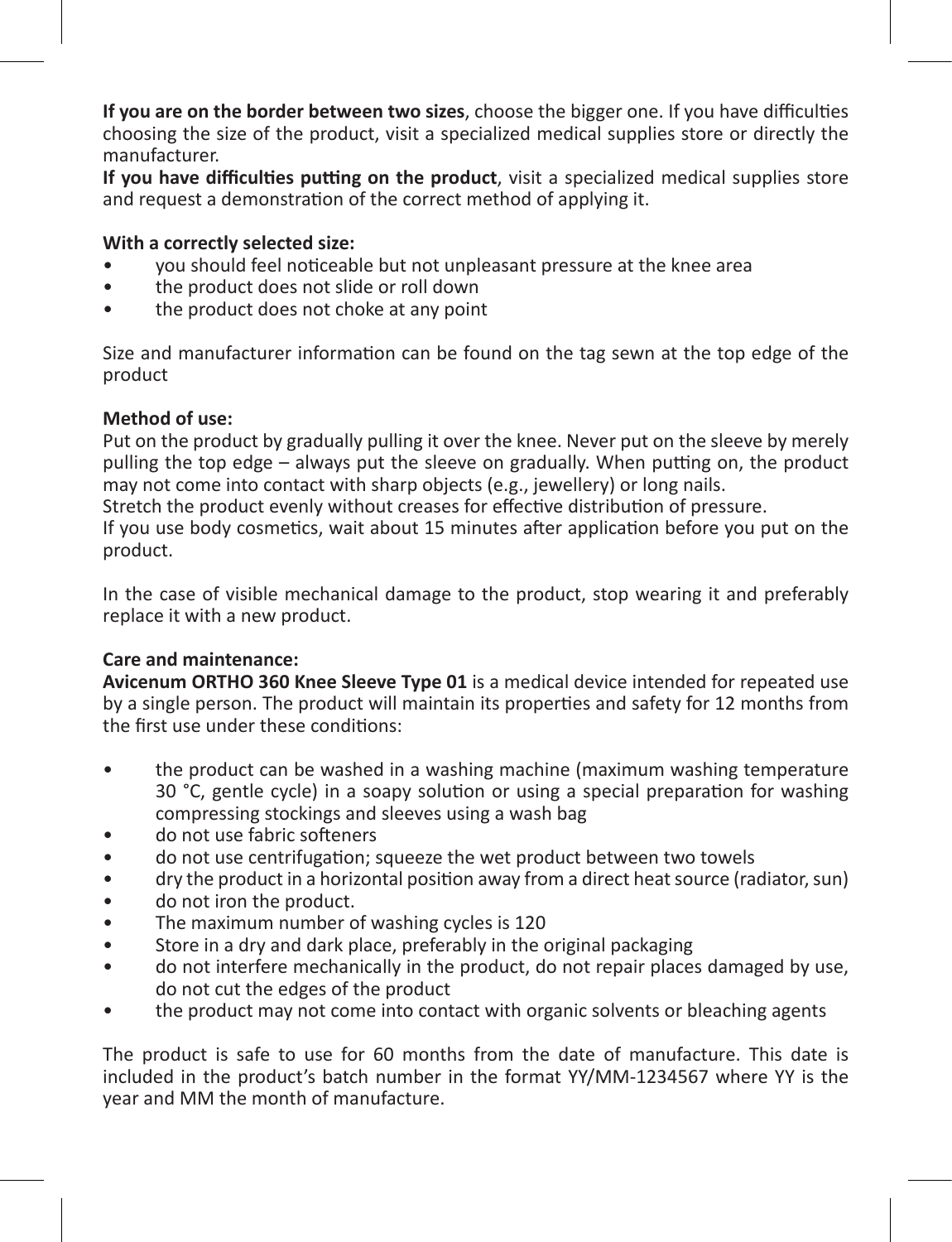**If you are on the border between two sizes**, choose the bigger one. If you have difficulties choosing the size of the product, visit a specialized medical supplies store or directly the manufacturer.
**If you have difficulties putting on the product**, visit a specialized medical supplies store and request a demonstration of the correct method of applying it.

**With a correctly selected size:**

- you should feel noticeable but not unpleasant pressure at the knee area
- the product does not slide or roll down
- the product does not choke at any point

Size and manufacturer information can be found on the tag sewn at the top edge of the product

**Method of use:**
Put on the product by gradually pulling it over the knee. Never put on the sleeve by merely pulling the top edge – always put the sleeve on gradually. When putting on, the product may not come into contact with sharp objects (e.g., jewellery) or long nails.
Stretch the product evenly without creases for effective distribution of pressure.
If you use body cosmetics, wait about 15 minutes after application before you put on the product.

In the case of visible mechanical damage to the product, stop wearing it and preferably replace it with a new product.

**Care and maintenance:**
**Avicenum ORTHO 360 Knee Sleeve Type 01** is a medical device intended for repeated use by a single person. The product will maintain its properties and safety for 12 months from the first use under these conditions:

- the product can be washed in a washing machine (maximum washing temperature 30 °C, gentle cycle) in a soapy solution or using a special preparation for washing compressing stockings and sleeves using a wash bag
- do not use fabric softeners
- do not use centrifugation; squeeze the wet product between two towels
- dry the product in a horizontal position away from a direct heat source (radiator, sun)
- do not iron the product.
- The maximum number of washing cycles is 120
- Store in a dry and dark place, preferably in the original packaging
- do not interfere mechanically in the product, do not repair places damaged by use, do not cut the edges of the product
- the product may not come into contact with organic solvents or bleaching agents

The product is safe to use for 60 months from the date of manufacture. This date is included in the product's batch number in the format YY/MM-1234567 where YY is the year and MM the month of manufacture.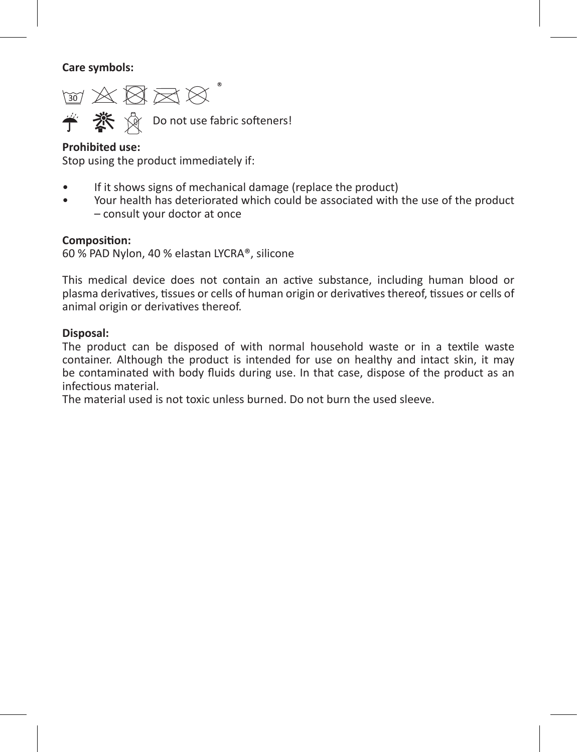**Care symbols:**

®

Do not use fabric softeners!

**Prohibited use:**

Stop using the product immediately if:

- If it shows signs of mechanical damage (replace the product)
- Your health has deteriorated which could be associated with the use of the product – consult your doctor at once

**Composition:**

60 % PAD Nylon, 40 % elastan LYCRA®, silicone

This medical device does not contain an active substance, including human blood or plasma derivatives, tissues or cells of human origin or derivatives thereof, tissues or cells of animal origin or derivatives thereof.

**Disposal:**

The product can be disposed of with normal household waste or in a textile waste container. Although the product is intended for use on healthy and intact skin, it may be contaminated with body fluids during use. In that case, dispose of the product as an infectious material.

The material used is not toxic unless burned. Do not burn the used sleeve.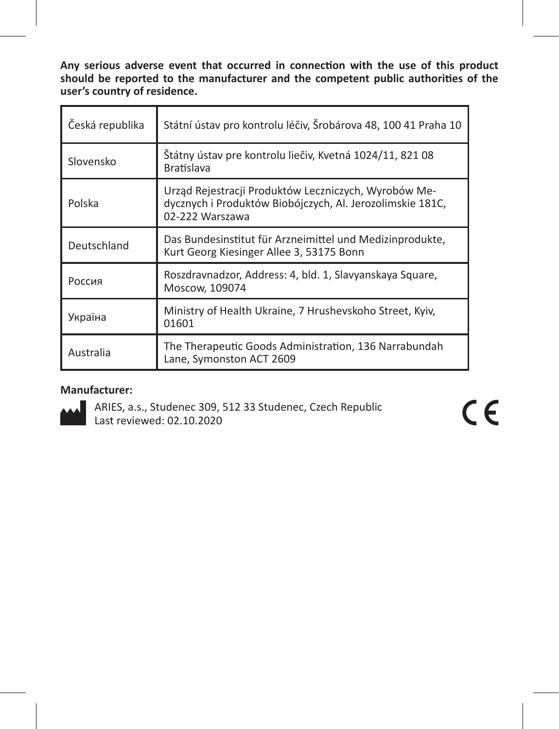**Any serious adverse event that occurred in connection with the use of this product should be reported to the manufacturer and the competent public authorities of the user's country of residence.**

| Česká republika | Státní ústav pro kontrolu léčiv, Šrobárova 48, 100 41 Praha 10 |
|---|---|
| Slovensko | Štátny ústav pre kontrolu liečiv, Kvetná 1024/11, 821 08 Bratislava |
| Polska | Urząd Rejestracji Produktów Leczniczych, Wyrobów Medycznych i Produktów Biobójczych, Al. Jerozolimskie 181C, 02-222 Warszawa |
| Deutschland | Das Bundesinstitut für Arzneimittel und Medizinprodukte, Kurt Georg Kiesinger Allee 3, 53175 Bonn |
| Россия | Roszdravnadzor, Address: 4, bld. 1, Slavyanskaya Square, Moscow, 109074 |
| Україна | Ministry of Health Ukraine, 7 Hrushevskoho Street, Kyiv, 01601 |
| Australia | The Therapeutic Goods Administration, 136 Narrabundah Lane, Symonston ACT 2609 |

**Manufacturer:**

ARIES, a.s., Studenec 309, 512 33 Studenec, Czech Republic
Last reviewed: 02.10.2020

CE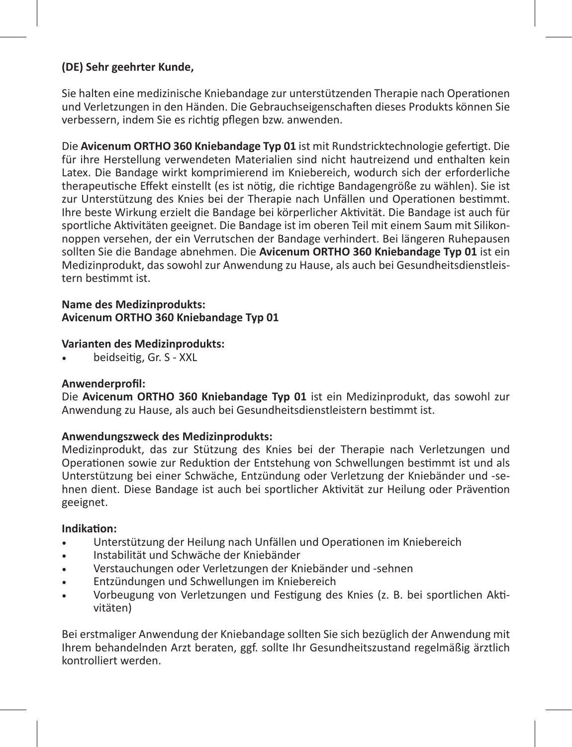**(DE) Sehr geehrter Kunde,**

Sie halten eine medizinische Kniebandage zur unterstützenden Therapie nach Operationen und Verletzungen in den Händen. Die Gebrauchseigenschaften dieses Produkts können Sie verbessern, indem Sie es richtig pflegen bzw. anwenden.

Die **Avicenum ORTHO 360 Kniebandage Typ 01** ist mit Rundstricktechnologie gefertigt. Die für ihre Herstellung verwendeten Materialien sind nicht hautreizend und enthalten kein Latex. Die Bandage wirkt komprimierend im Kniebereich, wodurch sich der erforderliche therapeutische Effekt einstellt (es ist nötig, die richtige Bandagengröße zu wählen). Sie ist zur Unterstützung des Knies bei der Therapie nach Unfällen und Operationen bestimmt. Ihre beste Wirkung erzielt die Bandage bei körperlicher Aktivität. Die Bandage ist auch für sportliche Aktivitäten geeignet. Die Bandage ist im oberen Teil mit einem Saum mit Silikonnoppen versehen, der ein Verrutschen der Bandage verhindert. Bei längeren Ruhepausen sollten Sie die Bandage abnehmen. Die **Avicenum ORTHO 360 Kniebandage Typ 01** ist ein Medizinprodukt, das sowohl zur Anwendung zu Hause, als auch bei Gesundheitsdienstleistern bestimmt ist.

**Name des Medizinprodukts:**
**Avicenum ORTHO 360 Kniebandage Typ 01**

**Varianten des Medizinprodukts:**

- beidseitig, Gr. S - XXL

**Anwenderprofil:**
Die **Avicenum ORTHO 360 Kniebandage Typ 01** ist ein Medizinprodukt, das sowohl zur Anwendung zu Hause, als auch bei Gesundheitsdienstleistern bestimmt ist.

**Anwendungszweck des Medizinprodukts:**
Medizinprodukt, das zur Stützung des Knies bei der Therapie nach Verletzungen und Operationen sowie zur Reduktion der Entstehung von Schwellungen bestimmt ist und als Unterstützung bei einer Schwäche, Entzündung oder Verletzung der Kniebänder und -sehnen dient. Diese Bandage ist auch bei sportlicher Aktivität zur Heilung oder Prävention geeignet.

**Indikation:**

- Unterstützung der Heilung nach Unfällen und Operationen im Kniebereich
- Instabilität und Schwäche der Kniebänder
- Verstauchungen oder Verletzungen der Kniebänder und -sehnen
- Entzündungen und Schwellungen im Kniebereich
- Vorbeugung von Verletzungen und Festigung des Knies (z. B. bei sportlichen Aktivitäten)

Bei erstmaliger Anwendung der Kniebandage sollten Sie sich bezüglich der Anwendung mit Ihrem behandelnden Arzt beraten, ggf. sollte Ihr Gesundheitszustand regelmäßig ärztlich kontrolliert werden.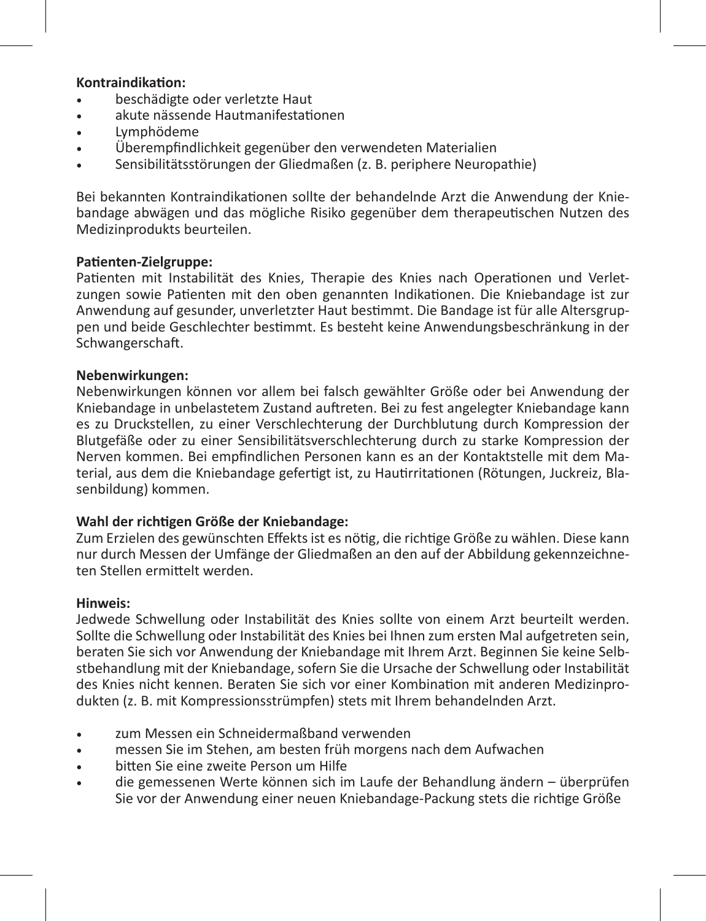**Kontraindikation:**

- beschädigte oder verletzte Haut
- akute nässende Hautmanifestationen
- Lymphödeme
- Überempfindlichkeit gegenüber den verwendeten Materialien
- Sensibilitätsstörungen der Gliedmaßen (z. B. periphere Neuropathie)

Bei bekannten Kontraindikationen sollte der behandelnde Arzt die Anwendung der Kniebandage abwägen und das mögliche Risiko gegenüber dem therapeutischen Nutzen des Medizinprodukts beurteilen.

**Patienten-Zielgruppe:**
Patienten mit Instabilität des Knies, Therapie des Knies nach Operationen und Verletzungen sowie Patienten mit den oben genannten Indikationen. Die Kniebandage ist zur Anwendung auf gesunder, unverletzter Haut bestimmt. Die Bandage ist für alle Altersgruppen und beide Geschlechter bestimmt. Es besteht keine Anwendungsbeschränkung in der Schwangerschaft.

**Nebenwirkungen:**
Nebenwirkungen können vor allem bei falsch gewählter Größe oder bei Anwendung der Kniebandage in unbelastetem Zustand auftreten. Bei zu fest angelegter Kniebandage kann es zu Druckstellen, zu einer Verschlechterung der Durchblutung durch Kompression der Blutgefäße oder zu einer Sensibilitätsverschlechterung durch zu starke Kompression der Nerven kommen. Bei empfindlichen Personen kann es an der Kontaktstelle mit dem Material, aus dem die Kniebandage gefertigt ist, zu Hautirritationen (Rötungen, Juckreiz, Blasenbildung) kommen.

**Wahl der richtigen Größe der Kniebandage:**
Zum Erzielen des gewünschten Effekts ist es nötig, die richtige Größe zu wählen. Diese kann nur durch Messen der Umfänge der Gliedmaßen an den auf der Abbildung gekennzeichneten Stellen ermittelt werden.

**Hinweis:**
Jedwede Schwellung oder Instabilität des Knies sollte von einem Arzt beurteilt werden. Sollte die Schwellung oder Instabilität des Knies bei Ihnen zum ersten Mal aufgetreten sein, beraten Sie sich vor Anwendung der Kniebandage mit Ihrem Arzt. Beginnen Sie keine Selbstbehandlung mit der Kniebandage, sofern Sie die Ursache der Schwellung oder Instabilität des Knies nicht kennen. Beraten Sie sich vor einer Kombination mit anderen Medizinprodukten (z. B. mit Kompressionsstrümpfen) stets mit Ihrem behandelnden Arzt.

- zum Messen ein Schneidermaßband verwenden
- messen Sie im Stehen, am besten früh morgens nach dem Aufwachen
- bitten Sie eine zweite Person um Hilfe
- die gemessenen Werte können sich im Laufe der Behandlung ändern – überprüfen Sie vor der Anwendung einer neuen Kniebandage-Packung stets die richtige Größe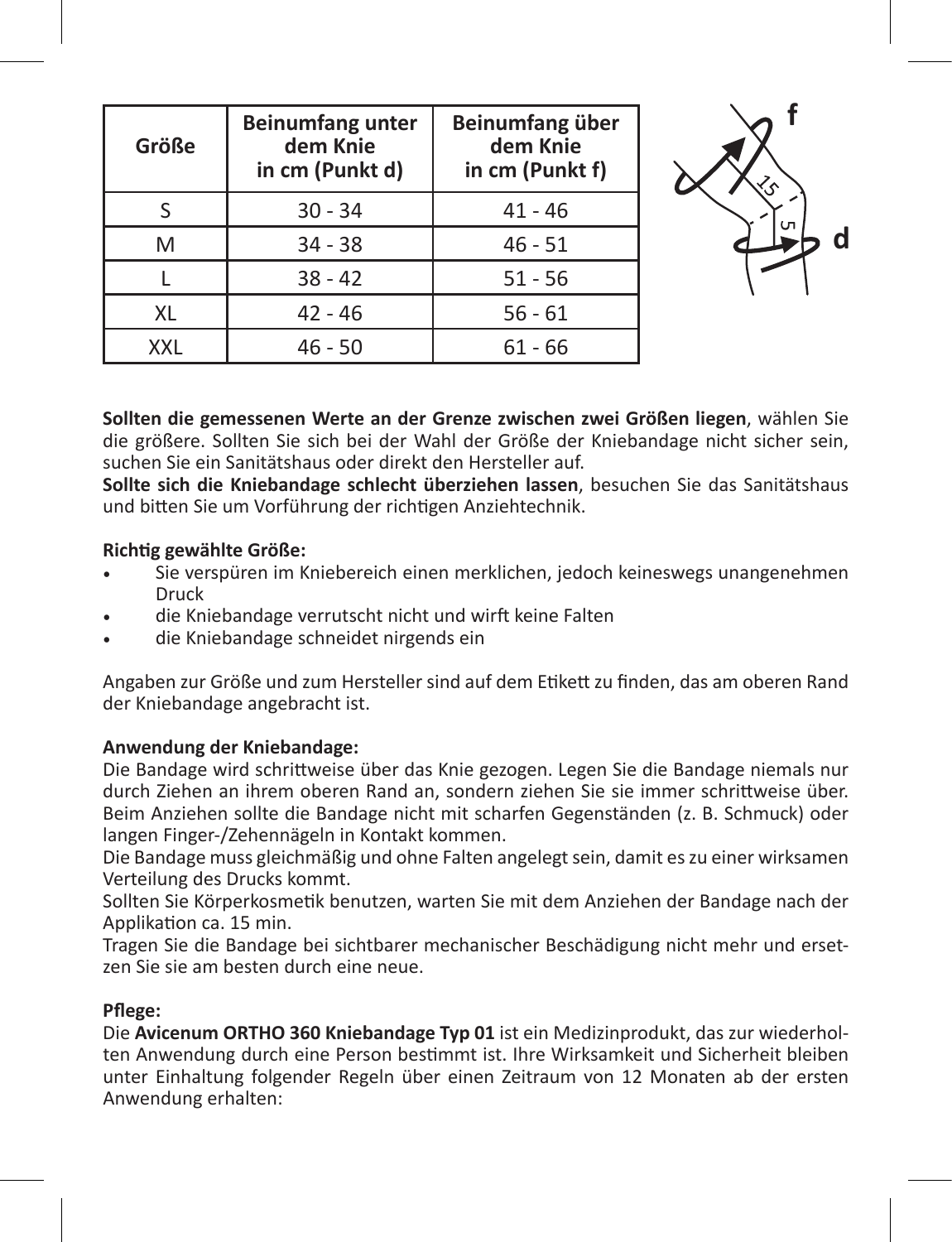| Größe | Beinumfang unter dem Knie in cm (Punkt d) | Beinumfang über dem Knie in cm (Punkt f) |
|---|---|---|
| S | 30 - 34 | 41 - 46 |
| M | 34 - 38 | 46 - 51 |
| L | 38 - 42 | 51 - 56 |
| XL | 42 - 46 | 56 - 61 |
| XXL | 46 - 50 | 61 - 66 |

**Sollten die gemessenen Werte an der Grenze zwischen zwei Größen liegen**, wählen Sie die größere. Sollten Sie sich bei der Wahl der Größe der Kniebandage nicht sicher sein, suchen Sie ein Sanitätshaus oder direkt den Hersteller auf.
**Sollte sich die Kniebandage schlecht überziehen lassen**, besuchen Sie das Sanitätshaus und bitten Sie um Vorführung der richtigen Anziehtechnik.

**Richtig gewählte Größe:**

- Sie verspüren im Kniebereich einen merklichen, jedoch keineswegs unangenehmen Druck
- die Kniebandage verrutscht nicht und wirft keine Falten
- die Kniebandage schneidet nirgends ein

Angaben zur Größe und zum Hersteller sind auf dem Etikett zu finden, das am oberen Rand der Kniebandage angebracht ist.

**Anwendung der Kniebandage:**
Die Bandage wird schrittweise über das Knie gezogen. Legen Sie die Bandage niemals nur durch Ziehen an ihrem oberen Rand an, sondern ziehen Sie sie immer schrittweise über. Beim Anziehen sollte die Bandage nicht mit scharfen Gegenständen (z. B. Schmuck) oder langen Finger-/Zehennägeln in Kontakt kommen.
Die Bandage muss gleichmäßig und ohne Falten angelegt sein, damit es zu einer wirksamen Verteilung des Drucks kommt.
Sollten Sie Körperkosmetik benutzen, warten Sie mit dem Anziehen der Bandage nach der Applikation ca. 15 min.
Tragen Sie die Bandage bei sichtbarer mechanischer Beschädigung nicht mehr und ersetzen Sie sie am besten durch eine neue.

**Pflege:**
Die **Avicenum ORTHO 360 Kniebandage Typ 01** ist ein Medizinprodukt, das zur wiederholten Anwendung durch eine Person bestimmt ist. Ihre Wirksamkeit und Sicherheit bleiben unter Einhaltung folgender Regeln über einen Zeitraum von 12 Monaten ab der ersten Anwendung erhalten: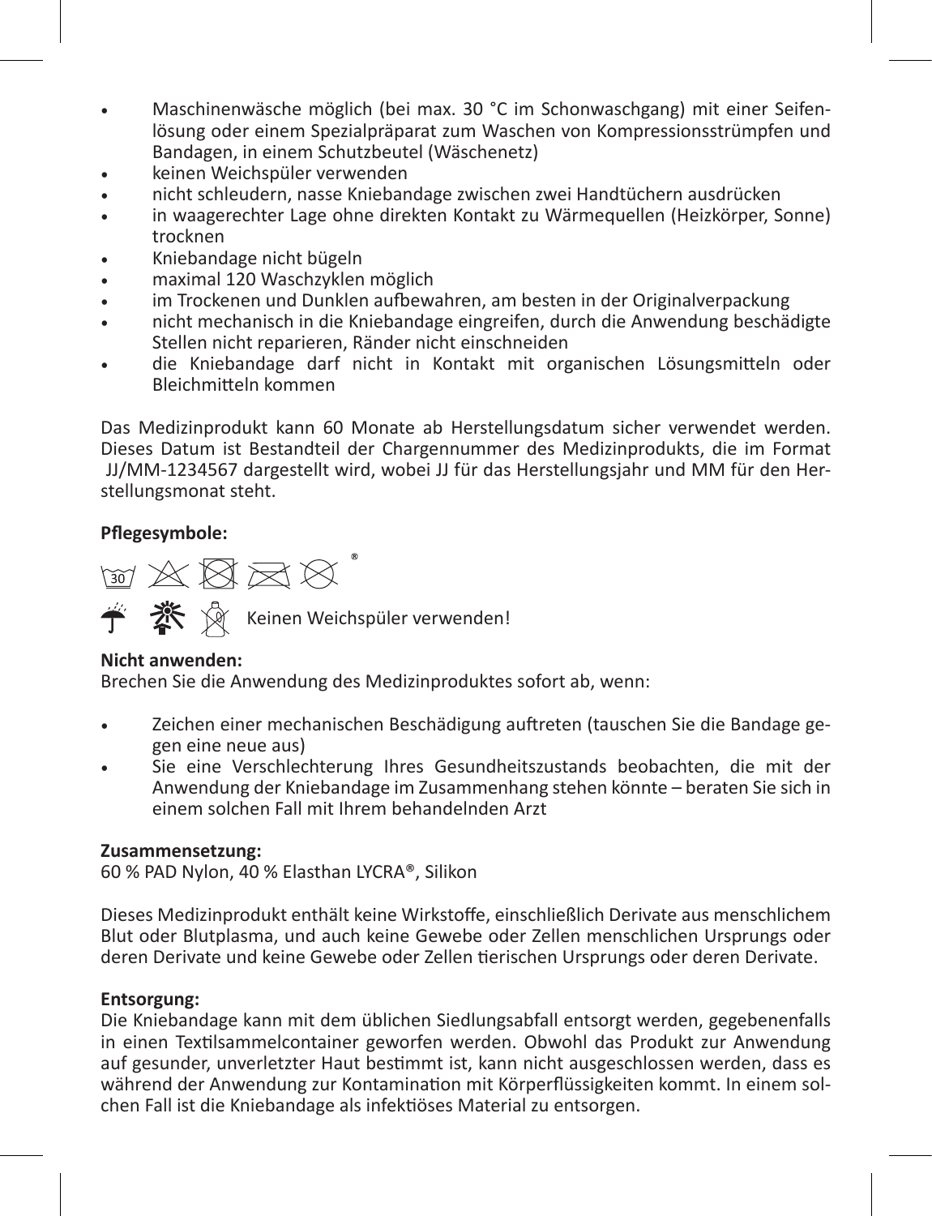- Maschinenwäsche möglich (bei max. 30 °C im Schonwaschgang) mit einer Seifenlösung oder einem Spezialpräparat zum Waschen von Kompressionsstrümpfen und Bandagen, in einem Schutzbeutel (Wäschenetz)
- keinen Weichspüler verwenden
- nicht schleudern, nasse Kniebandage zwischen zwei Handtüchern ausdrücken
- in waagerechter Lage ohne direkten Kontakt zu Wärmequellen (Heizkörper, Sonne) trocknen
- Kniebandage nicht bügeln
- maximal 120 Waschzyklen möglich
- im Trockenen und Dunklen aufbewahren, am besten in der Originalverpackung
- nicht mechanisch in die Kniebandage eingreifen, durch die Anwendung beschädigte Stellen nicht reparieren, Ränder nicht einschneiden
- die Kniebandage darf nicht in Kontakt mit organischen Lösungsmitteln oder Bleichmitteln kommen

Das Medizinprodukt kann 60 Monate ab Herstellungsdatum sicher verwendet werden. Dieses Datum ist Bestandteil der Chargennummer des Medizinprodukts, die im Format JJ/MM-1234567 dargestellt wird, wobei JJ für das Herstellungsjahr und MM für den Herstellungsmonat steht.

**Pflegesymbole:**

Keinen Weichspüler verwenden!

**Nicht anwenden:**
Brechen Sie die Anwendung des Medizinproduktes sofort ab, wenn:

- Zeichen einer mechanischen Beschädigung auftreten (tauschen Sie die Bandage gegen eine neue aus)
- Sie eine Verschlechterung Ihres Gesundheitszustands beobachten, die mit der Anwendung der Kniebandage im Zusammenhang stehen könnte – beraten Sie sich in einem solchen Fall mit Ihrem behandelnden Arzt

**Zusammensetzung:**
60 % PAD Nylon, 40 % Elasthan LYCRA®, Silikon

Dieses Medizinprodukt enthält keine Wirkstoffe, einschließlich Derivate aus menschlichem Blut oder Blutplasma, und auch keine Gewebe oder Zellen menschlichen Ursprungs oder deren Derivate und keine Gewebe oder Zellen tierischen Ursprungs oder deren Derivate.

**Entsorgung:**
Die Kniebandage kann mit dem üblichen Siedlungsabfall entsorgt werden, gegebenenfalls in einen Textilsammelcontainer geworfen werden. Obwohl das Produkt zur Anwendung auf gesunder, unverletzter Haut bestimmt ist, kann nicht ausgeschlossen werden, dass es während der Anwendung zur Kontamination mit Körperflüssigkeiten kommt. In einem solchen Fall ist die Kniebandage als infektiöses Material zu entsorgen.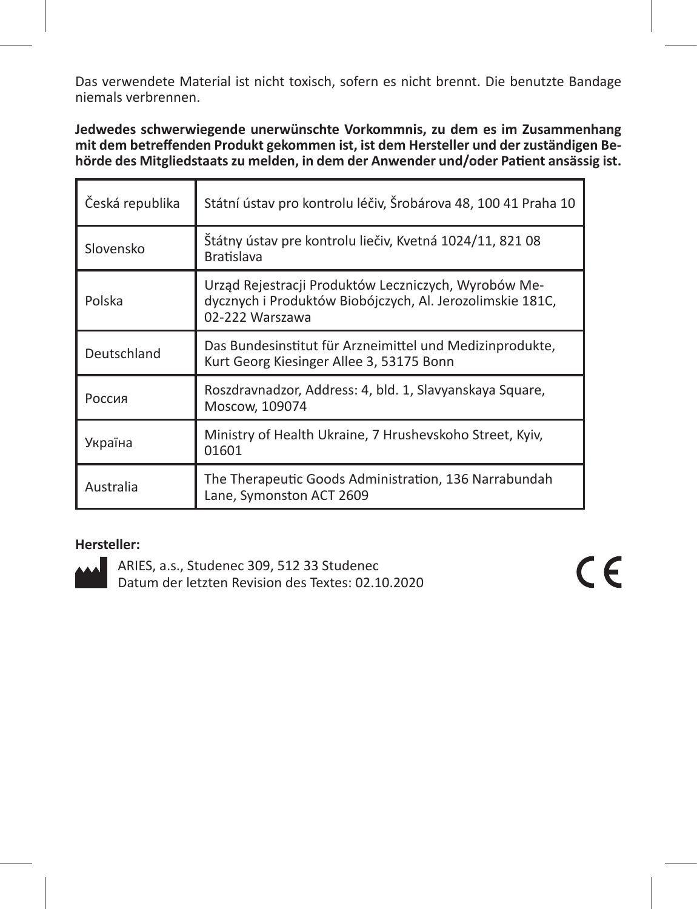Das verwendete Material ist nicht toxisch, sofern es nicht brennt. Die benutzte Bandage niemals verbrennen.

**Jedwedes schwerwiegende unerwünschte Vorkommnis, zu dem es im Zusammenhang mit dem betreffenden Produkt gekommen ist, ist dem Hersteller und der zuständigen Behörde des Mitgliedstaats zu melden, in dem der Anwender und/oder Patient ansässig ist.**

| | |
|---|---|
| Česká republika | Státní ústav pro kontrolu léčiv, Šrobárova 48, 100 41 Praha 10 |
| Slovensko | Štátny ústav pre kontrolu liečiv, Kvetná 1024/11, 821 08 Bratislava |
| Polska | Urząd Rejestracji Produktów Leczniczych, Wyrobów Medycznych i Produktów Biobójczych, Al. Jerozolimskie 181C, 02-222 Warszawa |
| Deutschland | Das Bundesinstitut für Arzneimittel und Medizinprodukte, Kurt Georg Kiesinger Allee 3, 53175 Bonn |
| Россия | Roszdravnadzor, Address: 4, bld. 1, Slavyanskaya Square, Moscow, 109074 |
| Україна | Ministry of Health Ukraine, 7 Hrushevskoho Street, Kyiv, 01601 |
| Australia | The Therapeutic Goods Administration, 136 Narrabundah Lane, Symonston ACT 2609 |

**Hersteller:**

ARIES, a.s., Studenec 309, 512 33 Studenec
Datum der letzten Revision des Textes: 02.10.2020

CE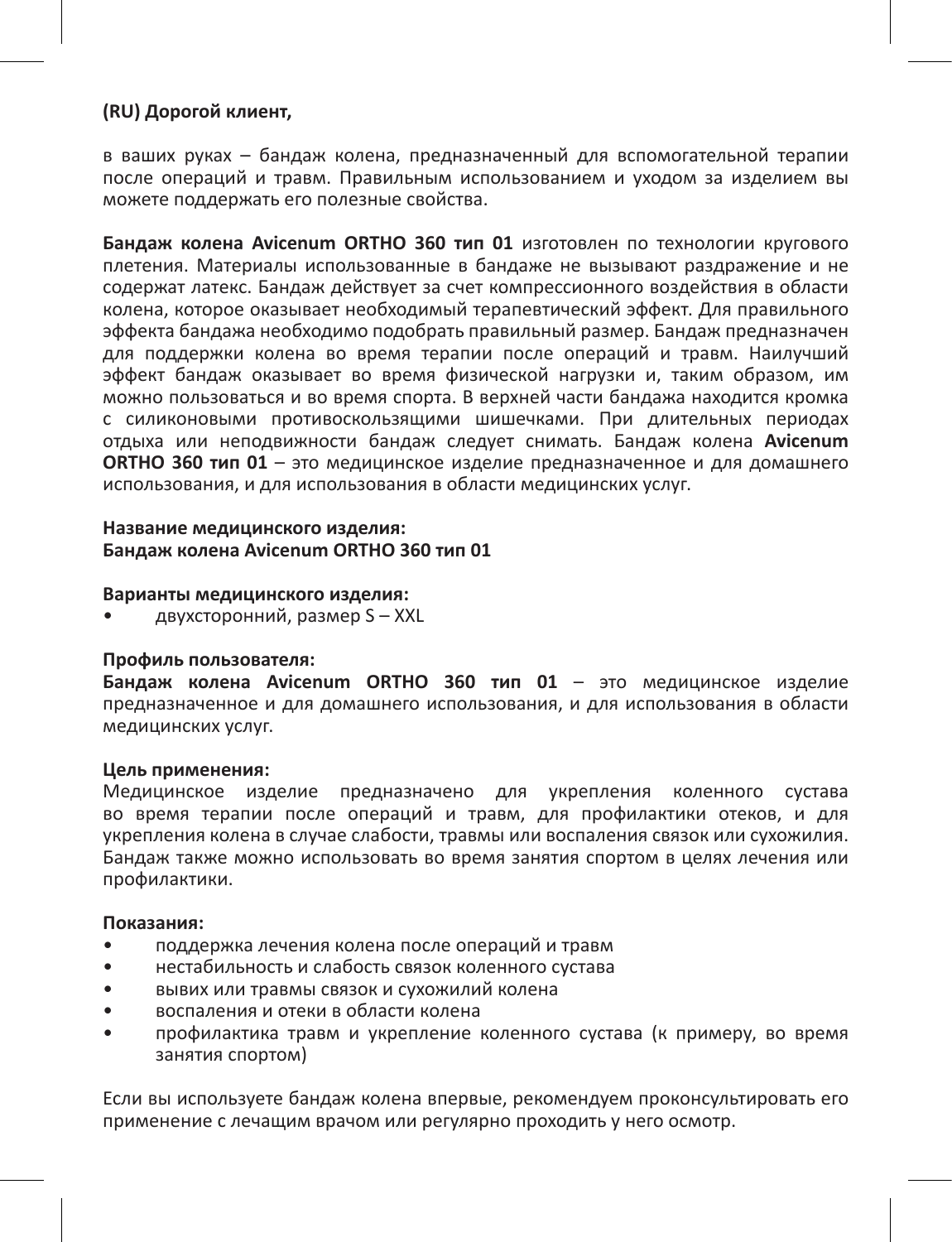**(RU) Дорогой клиент,**

в ваших руках – бандаж колена, предназначенный для вспомогательной терапии после операций и травм. Правильным использованием и уходом за изделием вы можете поддержать его полезные свойства.

**Бандаж колена Avicenum ORTHO 360 тип 01** изготовлен по технологии кругового плетения. Материалы использованные в бандаже не вызывают раздражение и не содержат латекс. Бандаж действует за счет компрессионного воздействия в области колена, которое оказывает необходимый терапевтический эффект. Для правильного эффекта бандажа необходимо подобрать правильный размер. Бандаж предназначен для поддержки колена во время терапии после операций и травм. Наилучший эффект бандаж оказывает во время физической нагрузки и, таким образом, им можно пользоваться и во время спорта. В верхней части бандажа находится кромка с силиконовыми противоскользящими шишечками. При длительных периодах отдыха или неподвижности бандаж следует снимать. Бандаж колена **Avicenum ORTHO 360 тип 01** – это медицинское изделие предназначенное и для домашнего использования, и для использования в области медицинских услуг.

**Название медицинского изделия:**
**Бандаж колена Avicenum ORTHO 360 тип 01**

**Варианты медицинского изделия:**

- двухсторонний, размер S – XXL

**Профиль пользователя:**
**Бандаж колена Avicenum ORTHO 360 тип 01** – это медицинское изделие предназначенное и для домашнего использования, и для использования в области медицинских услуг.

**Цель применения:**
Медицинское изделие предназначено для укрепления коленного сустава во время терапии после операций и травм, для профилактики отеков, и для укрепления колена в случае слабости, травмы или воспаления связок или сухожилия. Бандаж также можно использовать во время занятия спортом в целях лечения или профилактики.

**Показания:**

- поддержка лечения колена после операций и травм
- нестабильность и слабость связок коленного сустава
- вывих или травмы связок и сухожилий колена
- воспаления и отеки в области колена
- профилактика травм и укрепление коленного сустава (к примеру, во время занятия спортом)

Если вы используете бандаж колена впервые, рекомендуем проконсультировать его применение с лечащим врачом или регулярно проходить у него осмотр.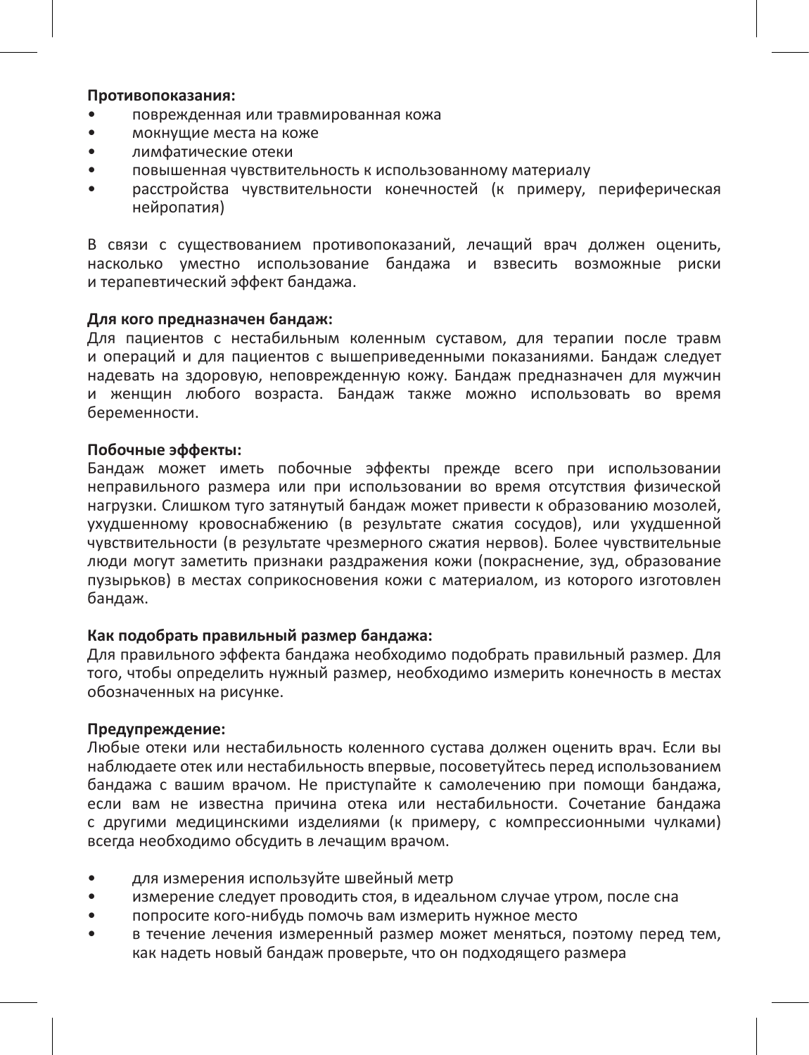**Противопоказания:**

- поврежденная или травмированная кожа
- мокнущие места на коже
- лимфатические отеки
- повышенная чувствительность к использованному материалу
- расстройства чувствительности конечностей (к примеру, периферическая нейропатия)

В связи с существованием противопоказаний, лечащий врач должен оценить, насколько уместно использование бандажа и взвесить возможные риски и терапевтический эффект бандажа.

**Для кого предназначен бандаж:**

Для пациентов с нестабильным коленным суставом, для терапии после травм и операций и для пациентов с вышеприведенными показаниями. Бандаж следует надевать на здоровую, неповрежденную кожу. Бандаж предназначен для мужчин и женщин любого возраста. Бандаж также можно использовать во время беременности.

**Побочные эффекты:**

Бандаж может иметь побочные эффекты прежде всего при использовании неправильного размера или при использовании во время отсутствия физической нагрузки. Слишком туго затянутый бандаж может привести к образованию мозолей, ухудшенному кровоснабжению (в результате сжатия сосудов), или ухудшенной чувствительности (в результате чрезмерного сжатия нервов). Более чувствительные люди могут заметить признаки раздражения кожи (покраснение, зуд, образование пузырьков) в местах соприкосновения кожи с материалом, из которого изготовлен бандаж.

**Как подобрать правильный размер бандажа:**

Для правильного эффекта бандажа необходимо подобрать правильный размер. Для того, чтобы определить нужный размер, необходимо измерить конечность в местах обозначенных на рисунке.

**Предупреждение:**

Любые отеки или нестабильность коленного сустава должен оценить врач. Если вы наблюдаете отек или нестабильность впервые, посоветуйтесь перед использованием бандажа с вашим врачом. Не приступайте к самолечению при помощи бандажа, если вам не известна причина отека или нестабильности. Сочетание бандажа с другими медицинскими изделиями (к примеру, с компрессионными чулками) всегда необходимо обсудить в лечащим врачом.

- для измерения используйте швейный метр
- измерение следует проводить стоя, в идеальном случае утром, после сна
- попросите кого-нибудь помочь вам измерить нужное место
- в течение лечения измеренный размер может меняться, поэтому перед тем, как надеть новый бандаж проверьте, что он подходящего размера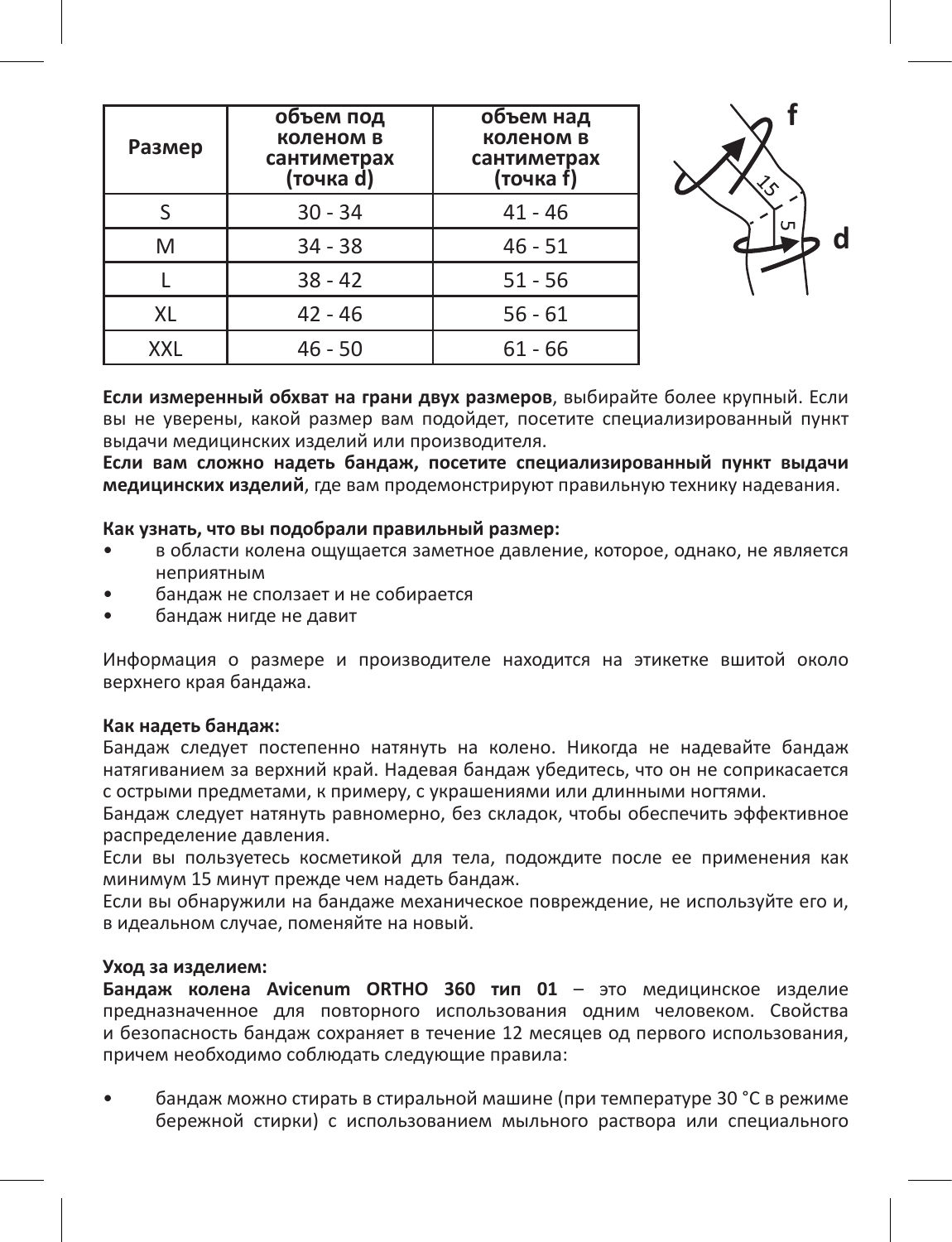| Размер | объем под коленом в сантиметрах (точка d) | объем над коленом в сантиметрах (точка f) |
|---|---|---|
| S | 30 - 34 | 41 - 46 |
| M | 34 - 38 | 46 - 51 |
| L | 38 - 42 | 51 - 56 |
| XL | 42 - 46 | 56 - 61 |
| XXL | 46 - 50 | 61 - 66 |

**Если измеренный обхват на грани двух размеров**, выбирайте более крупный. Если вы не уверены, какой размер вам подойдет, посетите специализированный пункт выдачи медицинских изделий или производителя.

**Если вам сложно надеть бандаж, посетите специализированный пункт выдачи медицинских изделий**, где вам продемонстрируют правильную технику надевания.

**Как узнать, что вы подобрали правильный размер:**

- в области колена ощущается заметное давление, которое, однако, не является неприятным
- бандаж не сползает и не собирается
- бандаж нигде не давит

Информация о размере и производителе находится на этикетке вшитой около верхнего края бандажа.

**Как надеть бандаж:**

Бандаж следует постепенно натянуть на колено. Никогда не надевайте бандаж натягиванием за верхний край. Надевая бандаж убедитесь, что он не соприкасается с острыми предметами, к примеру, с украшениями или длинными ногтями.

Бандаж следует натянуть равномерно, без складок, чтобы обеспечить эффективное распределение давления.

Если вы пользуетесь косметикой для тела, подождите после ее применения как минимум 15 минут прежде чем надеть бандаж.

Если вы обнаружили на бандаже механическое повреждение, не используйте его и, в идеальном случае, поменяйте на новый.

**Уход за изделием:**

**Бандаж колена Avicenum ORTHO 360 тип 01** – это медицинское изделие предназначенное для повторного использования одним человеком. Свойства и безопасность бандаж сохраняет в течение 12 месяцев од первого использования, причем необходимо соблюдать следующие правила:

- бандаж можно стирать в стиральной машине (при температуре 30 °C в режиме бережной стирки) с использованием мыльного раствора или специального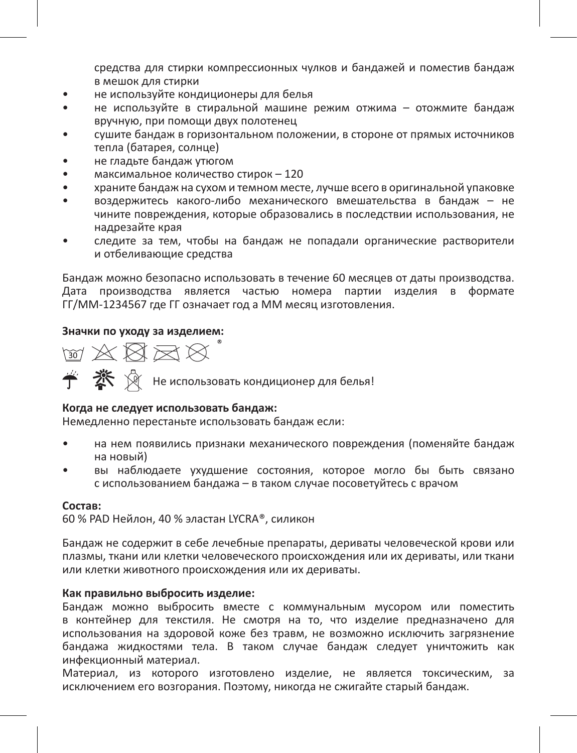средства для стирки компрессионных чулков и бандажей и поместив бандаж в мешок для стирки

- не используйте кондиционеры для белья
- не используйте в стиральной машине режим отжима – отожмите бандаж вручную, при помощи двух полотенец
- сушите бандаж в горизонтальном положении, в стороне от прямых источников тепла (батарея, солнце)
- не гладьте бандаж утюгом
- максимальное количество стирок – 120
- храните бандаж на сухом и темном месте, лучше всего в оригинальной упаковке
- воздержитесь какого-либо механического вмешательства в бандаж – не чините повреждения, которые образовались в последствии использования, не надрезайте края
- следите за тем, чтобы на бандаж не попадали органические растворители и отбеливающие средства

Бандаж можно безопасно использовать в течение 60 месяцев от даты производства. Дата производства является частью номера партии изделия в формате ГГ/ММ-1234567 где ГГ означает год а ММ месяц изготовления.

**Значки по уходу за изделием:**

Не использовать кондиционер для белья!

**Когда не следует использовать бандаж:**
Немедленно перестаньте использовать бандаж если:

- на нем появились признаки механического повреждения (поменяйте бандаж на новый)
- вы наблюдаете ухудшение состояния, которое могло бы быть связано с использованием бандажа – в таком случае посоветуйтесь с врачом

**Состав:**
60 % PAD Нейлон, 40 % эластан LYCRA®, силикон

Бандаж не содержит в себе лечебные препараты, дериваты человеческой крови или плазмы, ткани или клетки человеческого происхождения или их дериваты, или ткани или клетки животного происхождения или их дериваты.

**Как правильно выбросить изделие:**
Бандаж можно выбросить вместе с коммунальным мусором или поместить в контейнер для текстиля. Не смотря на то, что изделие предназначено для использования на здоровой коже без травм, не возможно исключить загрязнение бандажа жидкостями тела. В таком случае бандаж следует уничтожить как инфекционный материал.
Материал, из которого изготовлено изделие, не является токсическим, за исключением его возгорания. Поэтому, никогда не сжигайте старый бандаж.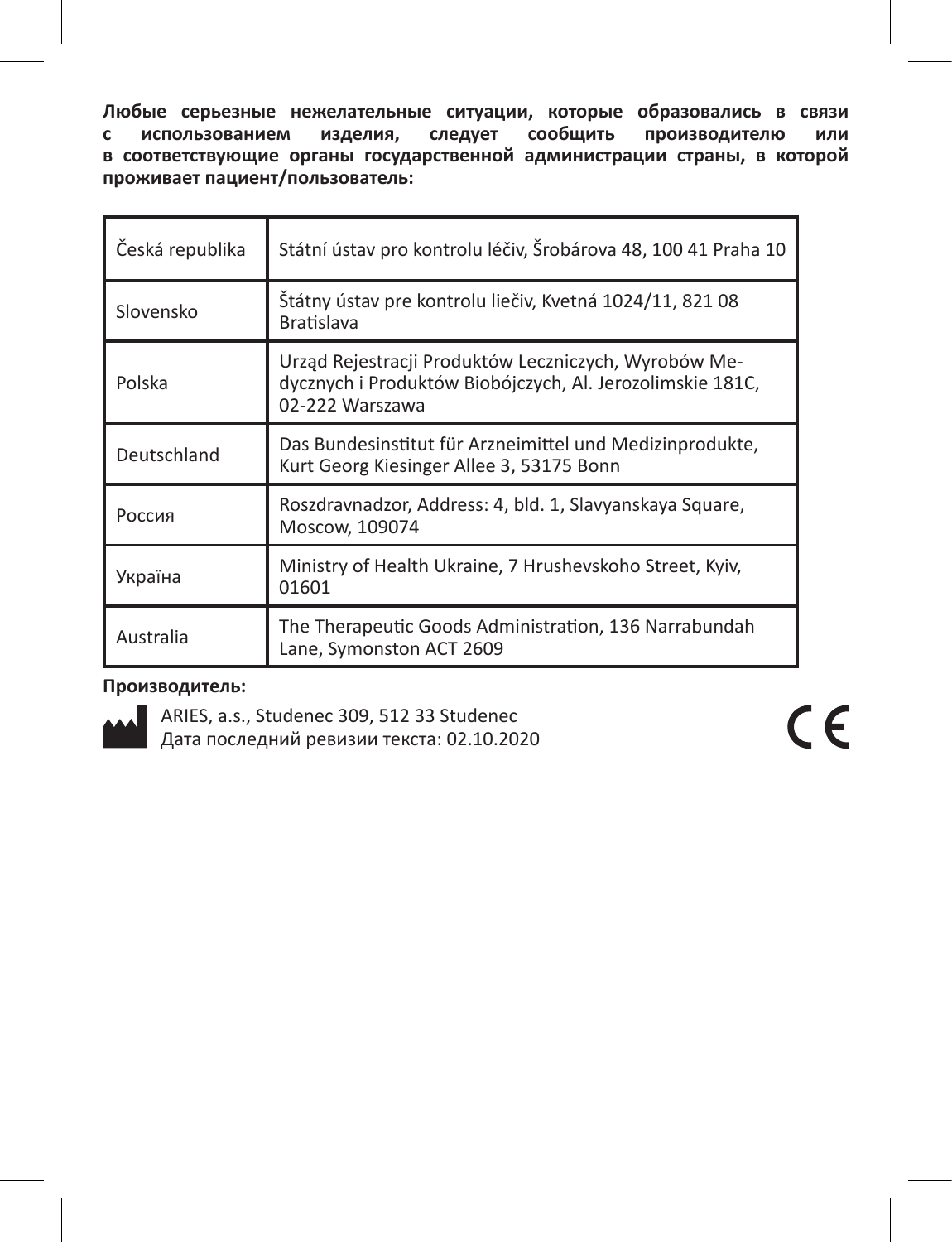**Любые серьезные нежелательные ситуации, которые образовались в связи с использованием изделия, следует сообщить производителю или в соответствующие органы государственной администрации страны, в которой проживает пациент/пользователь:**

| Česká republika | Státní ústav pro kontrolu léčiv, Šrobárova 48, 100 41 Praha 10 |
|---|---|
| Slovensko | Štátny ústav pre kontrolu liečiv, Kvetná 1024/11, 821 08 Bratislava |
| Polska | Urząd Rejestracji Produktów Leczniczych, Wyrobów Medycznych i Produktów Biobójczych, Al. Jerozolimskie 181C, 02-222 Warszawa |
| Deutschland | Das Bundesinstitut für Arzneimittel und Medizinprodukte, Kurt Georg Kiesinger Allee 3, 53175 Bonn |
| Россия | Roszdravnadzor, Address: 4, bld. 1, Slavyanskaya Square, Moscow, 109074 |
| Україна | Ministry of Health Ukraine, 7 Hrushevskoho Street, Kyiv, 01601 |
| Australia | The Therapeutic Goods Administration, 136 Narrabundah Lane, Symonston ACT 2609 |

**Производитель:**

ARIES, a.s., Studenec 309, 512 33 Studenec
Дата последний ревизии текста: 02.10.2020

CE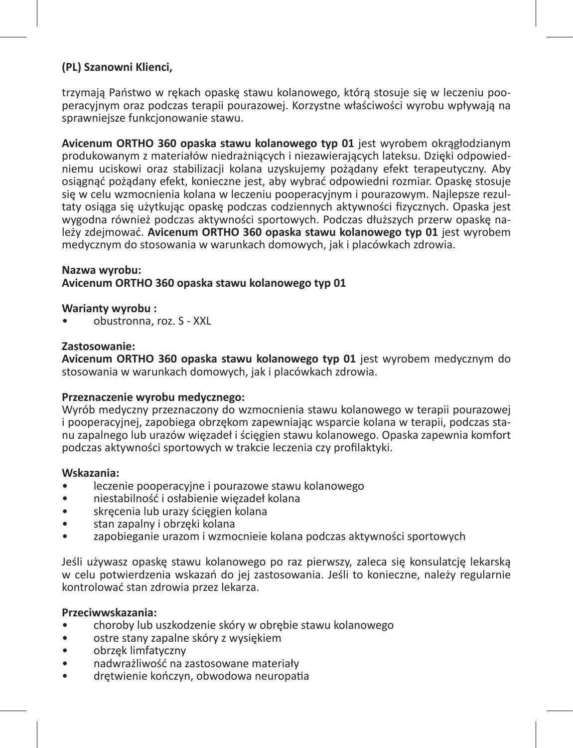**(PL) Szanowni Klienci,**

trzymają Państwo w rękach opaskę stawu kolanowego, którą stosuje się w leczeniu pooperacyjnym oraz podczas terapii pourazowej. Korzystne właściwości wyrobu wpływają na sprawniejsze funkcjonowanie stawu.

**Avicenum ORTHO 360 opaska stawu kolanowego typ 01** jest wyrobem okrągłodzianym produkowanym z materiałów niedrażniących i niezawierających lateksu. Dzięki odpowiedniemu uciskowi oraz stabilizacji kolana uzyskujemy pożądany efekt terapeutyczny. Aby osiągnąć pożądany efekt, konieczne jest, aby wybrać odpowiedni rozmiar. Opaskę stosuje się w celu wzmocnienia kolana w leczeniu pooperacyjnym i pourazowym. Najlepsze rezultaty osiąga się użytkując opaskę podczas codziennych aktywności fizycznych. Opaska jest wygodna również podczas aktywności sportowych. Podczas dłuższych przerw opaskę należy zdejmować. **Avicenum ORTHO 360 opaska stawu kolanowego typ 01** jest wyrobem medycznym do stosowania w warunkach domowych, jak i placówkach zdrowia.

**Nazwa wyrobu:**
**Avicenum ORTHO 360 opaska stawu kolanowego typ 01**

**Warianty wyrobu :**
- obustronna, roz. S - XXL

**Zastosowanie:**
**Avicenum ORTHO 360 opaska stawu kolanowego typ 01** jest wyrobem medycznym do stosowania w warunkach domowych, jak i placówkach zdrowia.

**Przeznaczenie wyrobu medycznego:**
Wyrób medyczny przeznaczony do wzmocnienia stawu kolanowego w terapii pourazowej i pooperacyjnej, zapobiega obrzękom zapewniając wsparcie kolana w terapii, podczas stanu zapalnego lub urazów więzadeł i ścięgien stawu kolanowego. Opaska zapewnia komfort podczas aktywności sportowych w trakcie leczenia czy profilaktyki.

**Wskazania:**
- leczenie pooperacyjne i pourazowe stawu kolanowego
- niestabilność i osłabienie więzadeł kolana
- skręcenia lub urazy ścięgien kolana
- stan zapalny i obrzęki kolana
- zapobieganie urazom i wzmocnieie kolana podczas aktywności sportowych

Jeśli używasz opaskę stawu kolanowego po raz pierwszy, zaleca się konsulatcję lekarską w celu potwierdzenia wskazań do jej zastosowania. Jeśli to konieczne, należy regularnie kontrolować stan zdrowia przez lekarza.

**Przeciwwskazania:**
- choroby lub uszkodzenie skóry w obrębie stawu kolanowego
- ostre stany zapalne skóry z wysiękiem
- obrzęk limfatyczny
- nadwrażliwość na zastosowane materiały
- drętwienie kończyn, obwodowa neuropatia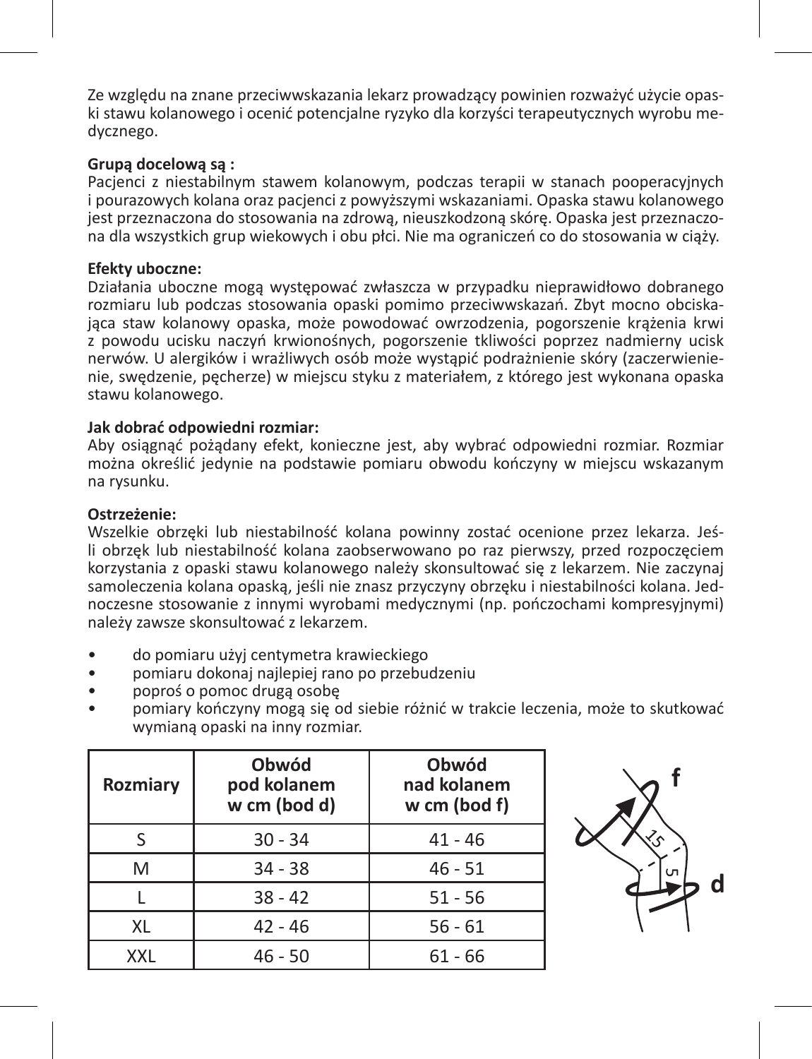Ze względu na znane przeciwwskazania lekarz prowadzący powinien rozważyć użycie opaski stawu kolanowego i ocenić potencjalne ryzyko dla korzyści terapeutycznych wyrobu medycznego.

**Grupą docelową są :**
Pacjenci z niestabilnym stawem kolanowym, podczas terapii w stanach pooperacyjnych i pourazowych kolana oraz pacjenci z powyższymi wskazaniami. Opaska stawu kolanowego jest przeznaczona do stosowania na zdrową, nieuszkodzoną skórę. Opaska jest przeznaczona dla wszystkich grup wiekowych i obu płci. Nie ma ograniczeń co do stosowania w ciąży.

**Efekty uboczne:**
Działania uboczne mogą występować zwłaszcza w przypadku nieprawidłowo dobranego rozmiaru lub podczas stosowania opaski pomimo przeciwwskazań. Zbyt mocno obciskająca staw kolanowy opaska, może powodować owrzodzenia, pogorszenie krążenia krwi z powodu ucisku naczyń krwionośnych, pogorszenie tkliwości poprzez nadmierny ucisk nerwów. U alergików i wrażliwych osób może wystąpić podrażnienie skóry (zaczerwienienie, swędzenie, pęcherze) w miejscu styku z materiałem, z którego jest wykonana opaska stawu kolanowego.

**Jak dobrać odpowiedni rozmiar:**
Aby osiągnąć pożądany efekt, konieczne jest, aby wybrać odpowiedni rozmiar. Rozmiar można określić jedynie na podstawie pomiaru obwodu kończyny w miejscu wskazanym na rysunku.

**Ostrzeżenie:**
Wszelkie obrzęki lub niestabilność kolana powinny zostać ocenione przez lekarza. Jeśli obrzęk lub niestabilność kolana zaobserwowano po raz pierwszy, przed rozpoczęciem korzystania z opaski stawu kolanowego należy skonsultować się z lekarzem. Nie zaczynaj samoleczenia kolana opaską, jeśli nie znasz przyczyny obrzęku i niestabilności kolana. Jednoczesne stosowanie z innymi wyrobami medycznymi (np. pończochami kompresyjnymi) należy zawsze skonsultować z lekarzem.

- do pomiaru użyj centymetra krawieckiego
- pomiaru dokonaj najlepiej rano po przebudzeniu
- poproś o pomoc drugą osobę
- pomiary kończyny mogą się od siebie różnić w trakcie leczenia, może to skutkować wymianą opaski na inny rozmiar.

| Rozmiary | Obwód pod kolanem w cm (bod d) | Obwód nad kolanem w cm (bod f) |
|---|---|---|
| S | 30 - 34 | 41 - 46 |
| M | 34 - 38 | 46 - 51 |
| L | 38 - 42 | 51 - 56 |
| XL | 42 - 46 | 56 - 61 |
| XXL | 46 - 50 | 61 - 66 |

f

15

5

d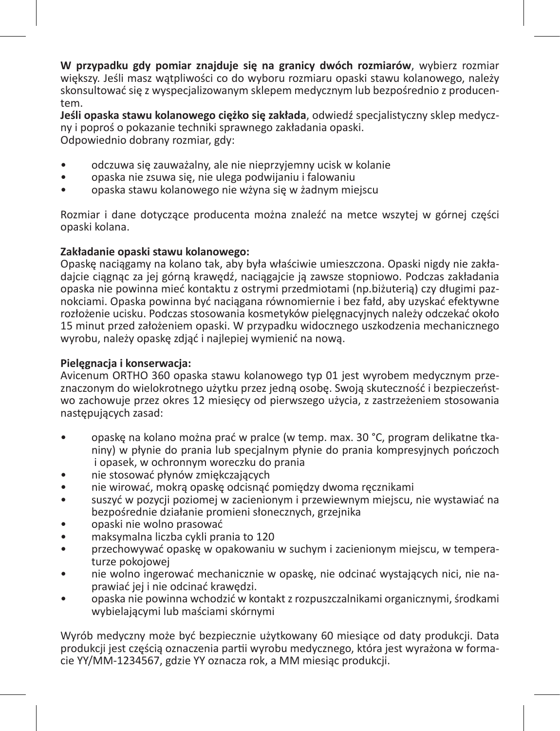**W przypadku gdy pomiar znajduje się na granicy dwóch rozmiarów**, wybierz rozmiar większy. Jeśli masz wątpliwości co do wyboru rozmiaru opaski stawu kolanowego, należy skonsultować się z wyspecjalizowanym sklepem medycznym lub bezpośrednio z producentem.
**Jeśli opaska stawu kolanowego ciężko się zakłada**, odwiedź specjalistyczny sklep medyczny i poproś o pokazanie techniki sprawnego zakładania opaski.
Odpowiednio dobrany rozmiar, gdy:

- odczuwa się zauważalny, ale nie nieprzyjemny ucisk w kolanie
- opaska nie zsuwa się, nie ulega podwijaniu i falowaniu
- opaska stawu kolanowego nie wżyna się w żadnym miejscu

Rozmiar i dane dotyczące producenta można znaleźć na metce wszytej w górnej części opaski kolana.

**Zakładanie opaski stawu kolanowego:**
Opaskę naciągamy na kolano tak, aby była właściwie umieszczona. Opaski nigdy nie zakładajcie ciągnąc za jej górną krawędź, naciągajcie ją zawsze stopniowo. Podczas zakładania opaska nie powinna mieć kontaktu z ostrymi przedmiotami (np.biżuterią) czy długimi paznokciami. Opaska powinna być naciągana równomiernie i bez fałd, aby uzyskać efektywne rozłożenie ucisku. Podczas stosowania kosmetyków pielęgnacyjnych należy odczekać około 15 minut przed założeniem opaski. W przypadku widocznego uszkodzenia mechanicznego wyrobu, należy opaskę zdjąć i najlepiej wymienić na nową.

**Pielęgnacja i konserwacja:**
Avicenum ORTHO 360 opaska stawu kolanowego typ 01 jest wyrobem medycznym przeznaczonym do wielokrotnego użytku przez jedną osobę. Swoją skuteczność i bezpieczeństwo zachowuje przez okres 12 miesięcy od pierwszego użycia, z zastrzeżeniem stosowania następujących zasad:

- opaskę na kolano można prać w pralce (w temp. max. 30 °C, program delikatne tkaniny) w płynie do prania lub specjalnym płynie do prania kompresyjnych pończoch i opasek, w ochronnym woreczku do prania
- nie stosować płynów zmiękczających
- nie wirować, mokrą opaskę odcisnąć pomiędzy dwoma ręcznikami
- suszyć w pozycji poziomej w zacienionym i przewiewnym miejscu, nie wystawiać na bezpośrednie działanie promieni słonecznych, grzejnika
- opaski nie wolno prasować
- maksymalna liczba cykli prania to 120
- przechowywać opaskę w opakowaniu w suchym i zacienionym miejscu, w temperaturze pokojowej
- nie wolno ingerować mechanicznie w opaskę, nie odcinać wystających nici, nie naprawiać jej i nie odcinać krawędzi.
- opaska nie powinna wchodzić w kontakt z rozpuszczalnikami organicznymi, środkami wybielającymi lub maściami skórnymi

Wyrób medyczny może być bezpiecznie użytkowany 60 miesiące od daty produkcji. Data produkcji jest częścią oznaczenia partii wyrobu medycznego, która jest wyrażona w formacie YY/MM-1234567, gdzie YY oznacza rok, a MM miesiąc produkcji.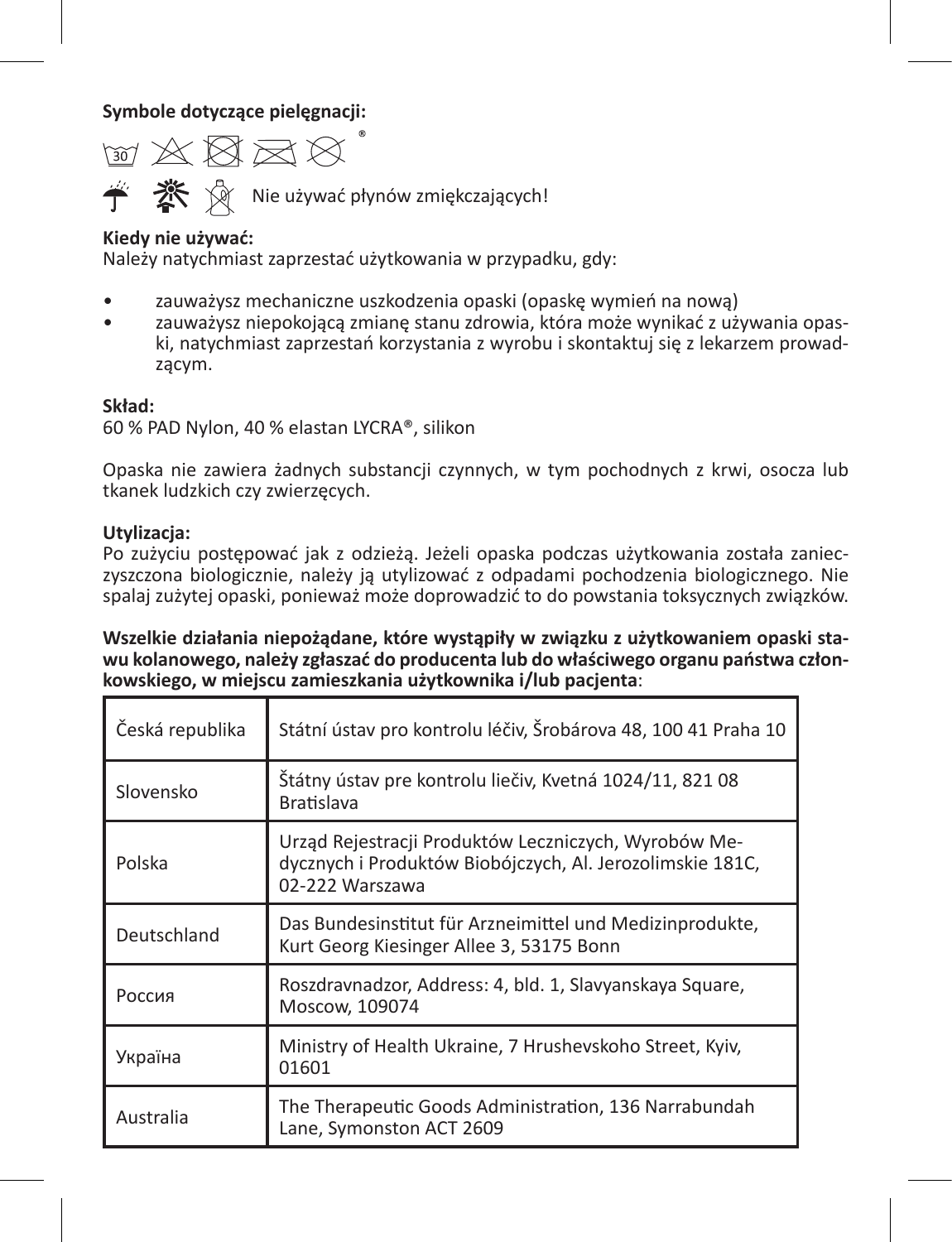**Symbole dotyczące pielęgnacji:**

Nie używać płynów zmiękczających!

**Kiedy nie używać:**
Należy natychmiast zaprzestać użytkowania w przypadku, gdy:

- zauważysz mechaniczne uszkodzenia opaski (opaskę wymień na nową)
- zauważysz niepokojącą zmianę stanu zdrowia, która może wynikać z używania opaski, natychmiast zaprzestań korzystania z wyrobu i skontaktuj się z lekarzem prowadzącym.

**Skład:**
60 % PAD Nylon, 40 % elastan LYCRA®, silikon

Opaska nie zawiera żadnych substancji czynnych, w tym pochodnych z krwi, osocza lub tkanek ludzkich czy zwierzęcych.

**Utylizacja:**
Po zużyciu postępować jak z odzieżą. Jeżeli opaska podczas użytkowania została zanieczyszczona biologicznie, należy ją utylizować z odpadami pochodzenia biologicznego. Nie spalaj zużytej opaski, ponieważ może doprowadzić to do powstania toksycznych związków.

**Wszelkie działania niepożądane, które wystąpiły w związku z użytkowaniem opaski stawu kolanowego, należy zgłaszać do producenta lub do właściwego organu państwa członkowskiego, w miejscu zamieszkania użytkownika i/lub pacjenta**:

| | |
|---|---|
| Česká republika | Státní ústav pro kontrolu léčiv, Šrobárova 48, 100 41 Praha 10 |
| Slovensko | Štátny ústav pre kontrolu liečiv, Kvetná 1024/11, 821 08 Bratislava |
| Polska | Urząd Rejestracji Produktów Leczniczych, Wyrobów Medycznych i Produktów Biobójczych, Al. Jerozolimskie 181C, 02-222 Warszawa |
| Deutschland | Das Bundesinstitut für Arzneimittel und Medizinprodukte, Kurt Georg Kiesinger Allee 3, 53175 Bonn |
| Россия | Roszdravnadzor, Address: 4, bld. 1, Slavyanskaya Square, Moscow, 109074 |
| Україна | Ministry of Health Ukraine, 7 Hrushevskoho Street, Kyiv, 01601 |
| Australia | The Therapeutic Goods Administration, 136 Narrabundah Lane, Symonston ACT 2609 |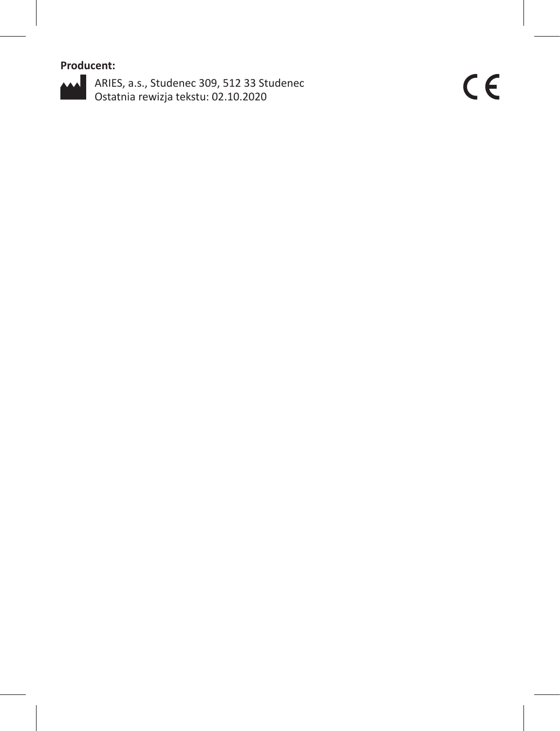**Producent:**

ARIES, a.s., Studenec 309, 512 33 Studenec
Ostatnia rewizja tekstu: 02.10.2020

CE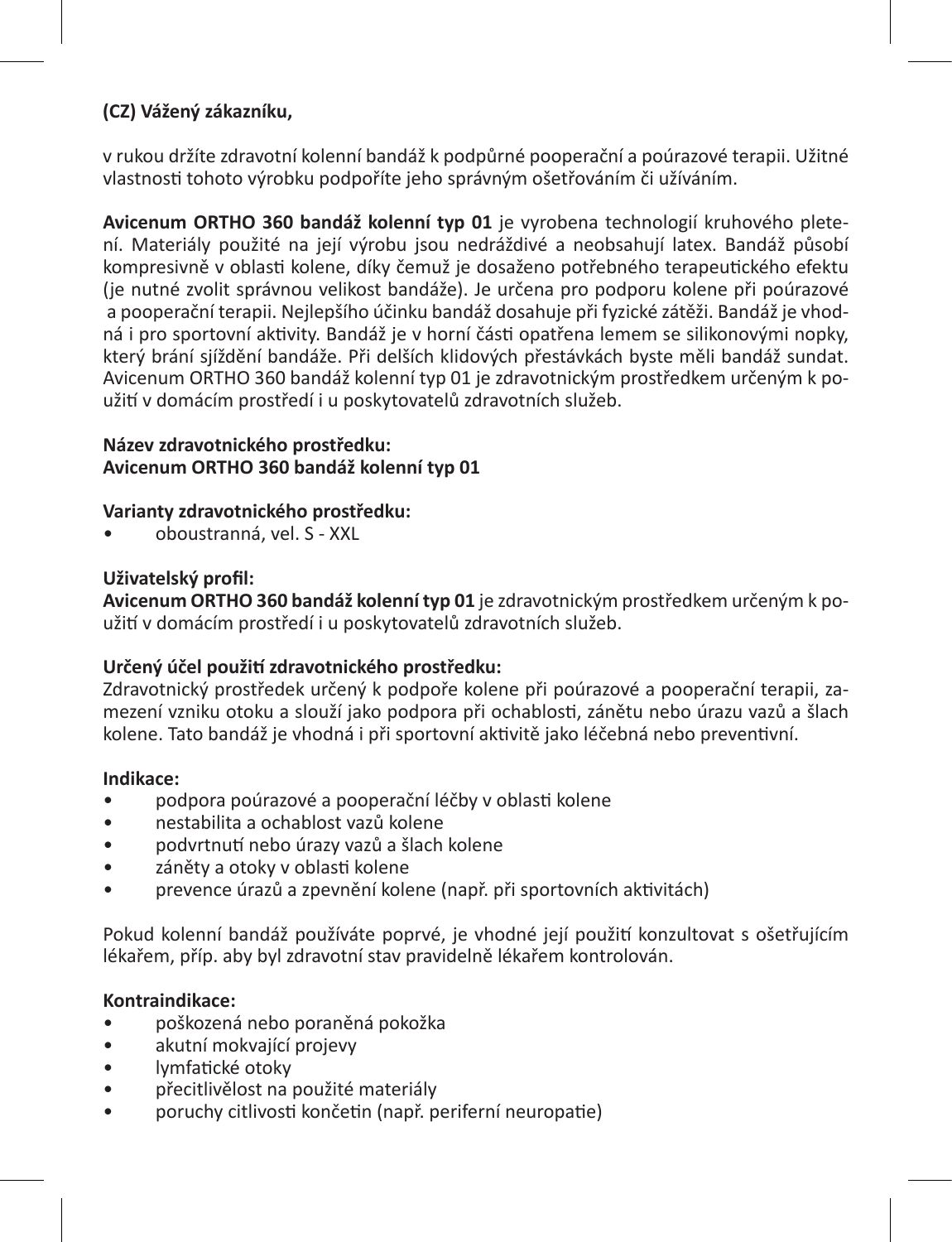**(CZ) Vážený zákazníku,**

v rukou držíte zdravotní kolenní bandáž k podpůrné pooperační a poúrazové terapii. Užitné vlastnosti tohoto výrobku podpoříte jeho správným ošetřováním či užíváním.

**Avicenum ORTHO 360 bandáž kolenní typ 01** je vyrobena technologií kruhového pletení. Materiály použité na její výrobu jsou nedráždivé a neobsahují latex. Bandáž působí kompresivně v oblasti kolene, díky čemuž je dosaženo potřebného terapeutického efektu (je nutné zvolit správnou velikost bandáže). Je určena pro podporu kolene při poúrazové a pooperační terapii. Nejlepšího účinku bandáž dosahuje při fyzické zátěži. Bandáž je vhodná i pro sportovní aktivity. Bandáž je v horní části opatřena lemem se silikonovými nopky, který brání sjíždění bandáže. Při delších klidových přestávkách byste měli bandáž sundat. Avicenum ORTHO 360 bandáž kolenní typ 01 je zdravotnickým prostředkem určeným k použití v domácím prostředí i u poskytovatelů zdravotních služeb.

**Název zdravotnického prostředku:**
**Avicenum ORTHO 360 bandáž kolenní typ 01**

**Varianty zdravotnického prostředku:**

- oboustranná, vel. S - XXL

**Uživatelský profil:**
**Avicenum ORTHO 360 bandáž kolenní typ 01** je zdravotnickým prostředkem určeným k použití v domácím prostředí i u poskytovatelů zdravotních služeb.

**Určený účel použití zdravotnického prostředku:**
Zdravotnický prostředek určený k podpoře kolene při poúrazové a pooperační terapii, zamezení vzniku otoku a slouží jako podpora při ochablosti, zánětu nebo úrazu vazů a šlach kolene. Tato bandáž je vhodná i při sportovní aktivitě jako léčebná nebo preventivní.

**Indikace:**

- podpora poúrazové a pooperační léčby v oblasti kolene
- nestabilita a ochablost vazů kolene
- podvrtnutí nebo úrazy vazů a šlach kolene
- záněty a otoky v oblasti kolene
- prevence úrazů a zpevnění kolene (např. při sportovních aktivitách)

Pokud kolenní bandáž používáte poprvé, je vhodné její použití konzultovat s ošetřujícím lékařem, příp. aby byl zdravotní stav pravidelně lékařem kontrolován.

**Kontraindikace:**

- poškozená nebo poraněná pokožka
- akutní mokvající projevy
- lymfatické otoky
- přecitlivělost na použité materiály
- poruchy citlivosti končetin (např. periferní neuropatie)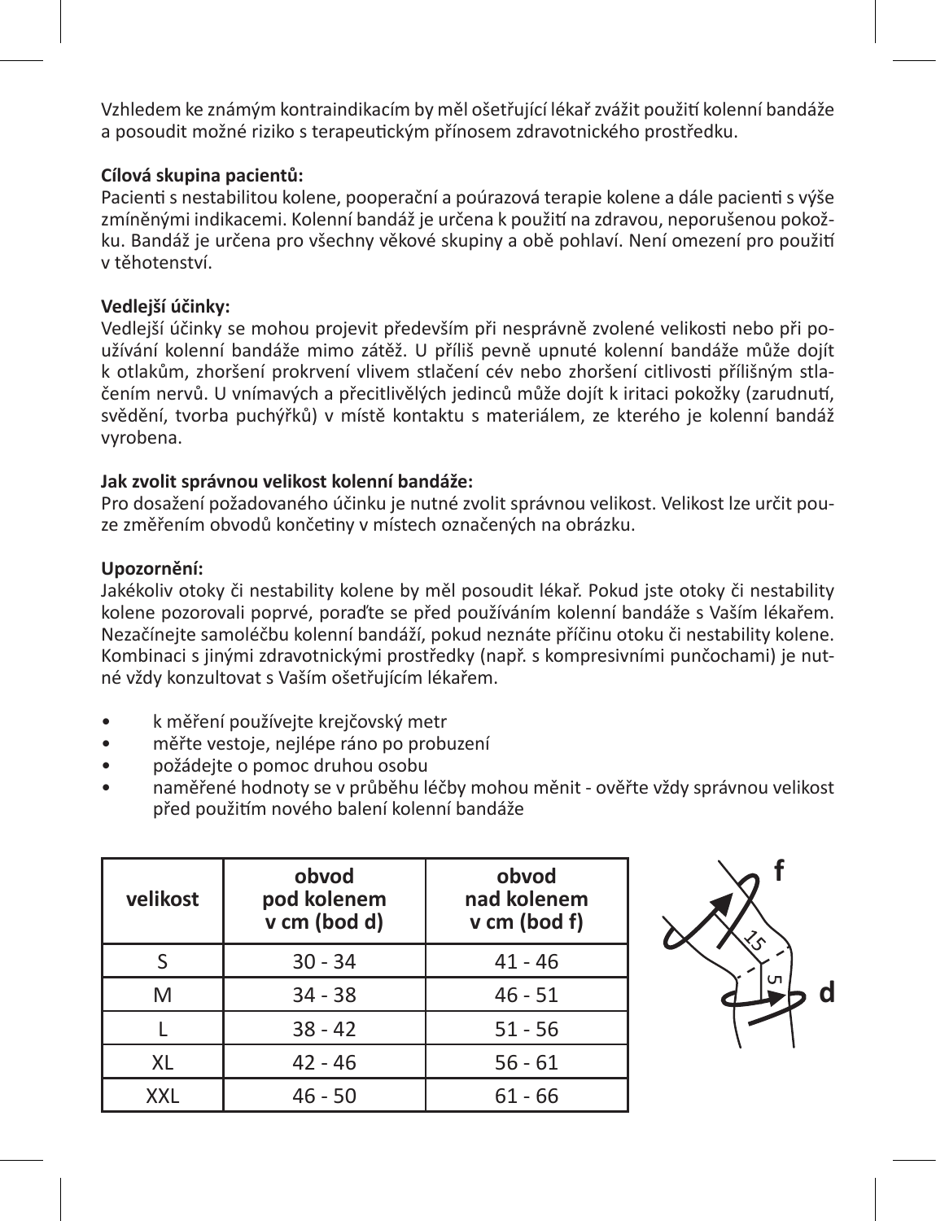Vzhledem ke známým kontraindikacím by měl ošetřující lékař zvážit použití kolenní bandáže a posoudit možné riziko s terapeutickým přínosem zdravotnického prostředku.

**Cílová skupina pacientů:**
Pacienti s nestabilitou kolene, pooperační a poúrazová terapie kolene a dále pacienti s výše zmíněnými indikacemi. Kolenní bandáž je určena k použití na zdravou, neporušenou pokožku. Bandáž je určena pro všechny věkové skupiny a obě pohlaví. Není omezení pro použití v těhotenství.

**Vedlejší účinky:**
Vedlejší účinky se mohou projevit především při nesprávně zvolené velikosti nebo při používání kolenní bandáže mimo zátěž. U příliš pevně upnuté kolenní bandáže může dojít k otlakům, zhoršení prokrvení vlivem stlačení cév nebo zhoršení citlivosti přílišným stlačením nervů. U vnímavých a přecitlivělých jedinců může dojít k iritaci pokožky (zarudnutí, svědění, tvorba puchýřků) v místě kontaktu s materiálem, ze kterého je kolenní bandáž vyrobena.

**Jak zvolit správnou velikost kolenní bandáže:**
Pro dosažení požadovaného účinku je nutné zvolit správnou velikost. Velikost lze určit pouze změřením obvodů končetiny v místech označených na obrázku.

**Upozornění:**
Jakékoliv otoky či nestability kolene by měl posoudit lékař. Pokud jste otoky či nestability kolene pozorovali poprvé, poraďte se před používáním kolenní bandáže s Vaším lékařem. Nezačínejte samoléčbu kolenní bandáží, pokud neznáte příčinu otoku či nestability kolene. Kombinaci s jinými zdravotnickými prostředky (např. s kompresivními punčochami) je nutné vždy konzultovat s Vaším ošetřujícím lékařem.

- k měření používejte krejčovský metr
- měřte vestoje, nejlépe ráno po probuzení
- požádejte o pomoc druhou osobu
- naměřené hodnoty se v průběhu léčby mohou měnit - ověřte vždy správnou velikost před použitím nového balení kolenní bandáže

| velikost | obvod pod kolenem v cm (bod d) | obvod nad kolenem v cm (bod f) |
|---|---|---|
| S | 30 - 34 | 41 - 46 |
| M | 34 - 38 | 46 - 51 |
| L | 38 - 42 | 51 - 56 |
| XL | 42 - 46 | 56 - 61 |
| XXL | 46 - 50 | 61 - 66 |

f

15

5

d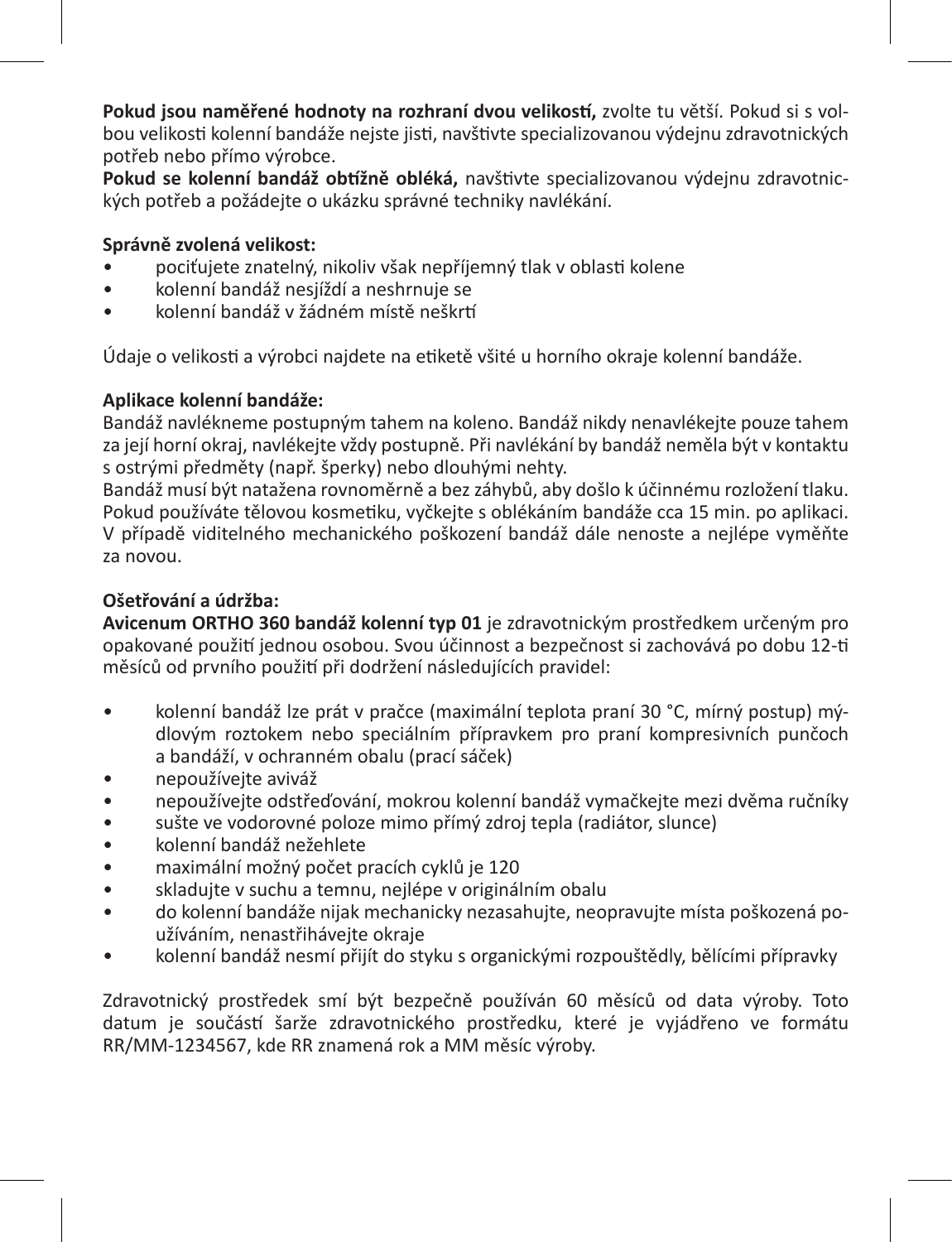**Pokud jsou naměřené hodnoty na rozhraní dvou velikostí,** zvolte tu větší. Pokud si s volbou velikosti kolenní bandáže nejste jisti, navštivte specializovanou výdejnu zdravotnických potřeb nebo přímo výrobce.
**Pokud se kolenní bandáž obtížně obléká,** navštivte specializovanou výdejnu zdravotnických potřeb a požádejte o ukázku správné techniky navlékání.

**Správně zvolená velikost:**

- pociťujete znatelný, nikoliv však nepříjemný tlak v oblasti kolene
- kolenní bandáž nesjíždí a neshrnuje se
- kolenní bandáž v žádném místě neškrtí

Údaje o velikosti a výrobci najdete na etiketě všité u horního okraje kolenní bandáže.

**Aplikace kolenní bandáže:**
Bandáž navlékneme postupným tahem na koleno. Bandáž nikdy nenavlékejte pouze tahem za její horní okraj, navlékejte vždy postupně. Při navlékání by bandáž neměla být v kontaktu s ostrými předměty (např. šperky) nebo dlouhými nehty.
Bandáž musí být natažena rovnoměrně a bez záhybů, aby došlo k účinnému rozložení tlaku. Pokud používáte tělovou kosmetiku, vyčkejte s oblékáním bandáže cca 15 min. po aplikaci. V případě viditelného mechanického poškození bandáž dále nenoste a nejlépe vyměňte za novou.

**Ošetřování a údržba:**
**Avicenum ORTHO 360 bandáž kolenní typ 01** je zdravotnickým prostředkem určeným pro opakované použití jednou osobou. Svou účinnost a bezpečnost si zachovává po dobu 12-ti měsíců od prvního použití při dodržení následujících pravidel:

- kolenní bandáž lze prát v pračce (maximální teplota praní 30 °C, mírný postup) mýdlovým roztokem nebo speciálním přípravkem pro praní kompresivních punčoch a bandáží, v ochranném obalu (prací sáček)
- nepoužívejte aviváž
- nepoužívejte odstřeďování, mokrou kolenní bandáž vymačkejte mezi dvěma ručníky
- sušte ve vodorovné poloze mimo přímý zdroj tepla (radiátor, slunce)
- kolenní bandáž nežehlete
- maximální možný počet pracích cyklů je 120
- skladujte v suchu a temnu, nejlépe v originálním obalu
- do kolenní bandáže nijak mechanicky nezasahujte, neopravujte místa poškozená používáním, nenastřihávejte okraje
- kolenní bandáž nesmí přijít do styku s organickými rozpouštědly, bělícími přípravky

Zdravotnický prostředek smí být bezpečně používán 60 měsíců od data výroby. Toto datum je součástí šarže zdravotnického prostředku, které je vyjádřeno ve formátu RR/MM-1234567, kde RR znamená rok a MM měsíc výroby.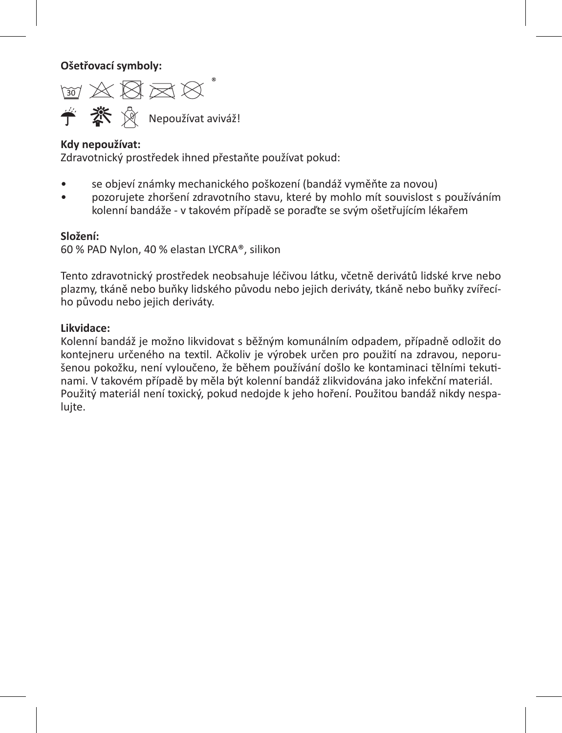**Ošetřovací symboly:**

Nepoužívat aviváž!

**Kdy nepoužívat:**

Zdravotnický prostředek ihned přestaňte používat pokud:

- se objeví známky mechanického poškození (bandáž vyměňte za novou)
- pozorujete zhoršení zdravotního stavu, které by mohlo mít souvislost s používáním kolenní bandáže - v takovém případě se poraďte se svým ošetřujícím lékařem

**Složení:**

60 % PAD Nylon, 40 % elastan LYCRA®, silikon

Tento zdravotnický prostředek neobsahuje léčivou látku, včetně derivátů lidské krve nebo plazmy, tkáně nebo buňky lidského původu nebo jejich deriváty, tkáně nebo buňky zvířecího původu nebo jejich deriváty.

**Likvidace:**

Kolenní bandáž je možno likvidovat s běžným komunálním odpadem, případně odložit do kontejneru určeného na textil. Ačkoliv je výrobek určen pro použití na zdravou, neporušenou pokožku, není vyloučeno, že během používání došlo ke kontaminaci tělními tekutinami. V takovém případě by měla být kolenní bandáž zlikvidována jako infekční materiál. Použitý materiál není toxický, pokud nedojde k jeho hoření. Použitou bandáž nikdy nespalujte.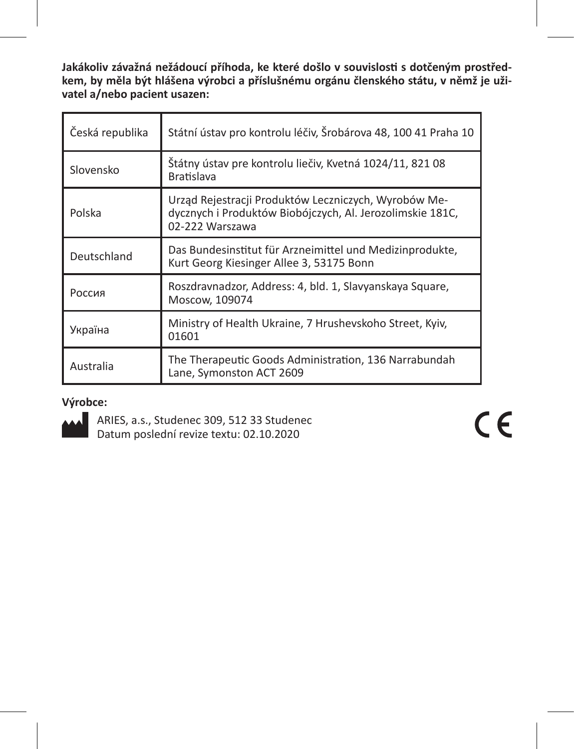**Jakákoliv závažná nežádoucí příhoda, ke které došlo v souvislosti s dotčeným prostředkem, by měla být hlášena výrobci a příslušnému orgánu členského státu, v němž je uživatel a/nebo pacient usazen:**

| | |
|---|---|
| Česká republika | Státní ústav pro kontrolu léčiv, Šrobárova 48, 100 41 Praha 10 |
| Slovensko | Štátny ústav pre kontrolu liečiv, Kvetná 1024/11, 821 08 Bratislava |
| Polska | Urząd Rejestracji Produktów Leczniczych, Wyrobów Medycznych i Produktów Biobójczych, Al. Jerozolimskie 181C, 02-222 Warszawa |
| Deutschland | Das Bundesinstitut für Arzneimittel und Medizinprodukte, Kurt Georg Kiesinger Allee 3, 53175 Bonn |
| Россия | Roszdravnadzor, Address: 4, bld. 1, Slavyanskaya Square, Moscow, 109074 |
| Україна | Ministry of Health Ukraine, 7 Hrushevskoho Street, Kyiv, 01601 |
| Australia | The Therapeutic Goods Administration, 136 Narrabundah Lane, Symonston ACT 2609 |

**Výrobce:**

ARIES, a.s., Studenec 309, 512 33 Studenec
Datum poslední revize textu: 02.10.2020

CE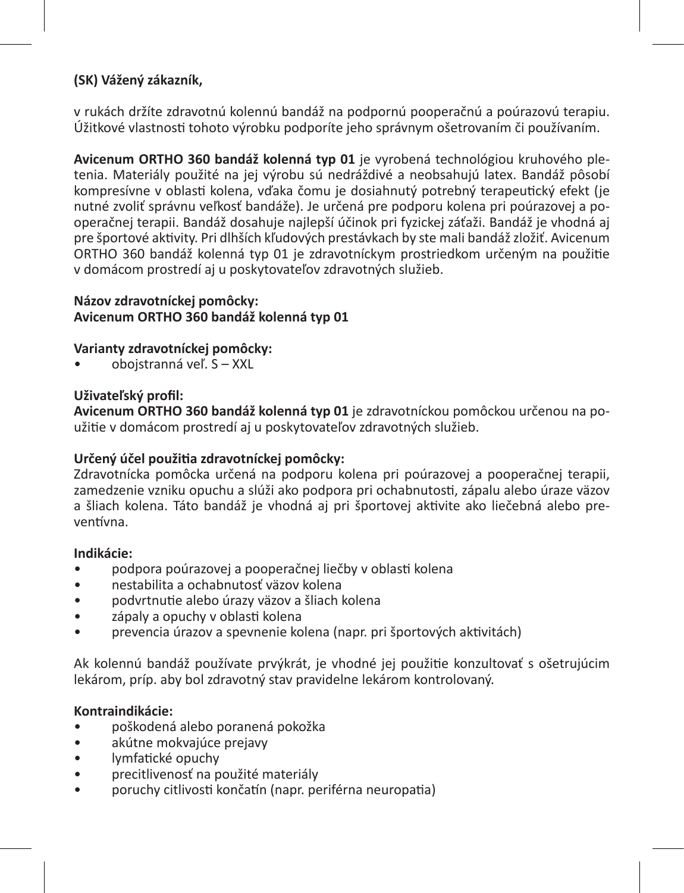**(SK) Vážený zákazník,**

v rukách držíte zdravotnú kolennú bandáž na podpornú pooperačnú a poúrazovú terapiu. Úžitkové vlastnosti tohoto výrobku podporíte jeho správnym ošetrovaním či používaním.

**Avicenum ORTHO 360 bandáž kolenná typ 01** je vyrobená technológiou kruhového pletenia. Materiály použité na jej výrobu sú nedráždivé a neobsahujú latex. Bandáž pôsobí kompresívne v oblasti kolena, vďaka čomu je dosiahnutý potrebný terapeutický efekt (je nutné zvoliť správnu veľkosť bandáže). Je určená pre podporu kolena pri poúrazovej a pooperačnej terapii. Bandáž dosahuje najlepší účinok pri fyzickej záťaži. Bandáž je vhodná aj pre športové aktivity. Pri dlhších kľudových prestávkach by ste mali bandáž zložiť. Avicenum ORTHO 360 bandáž kolenná typ 01 je zdravotníckym prostriedkom určeným na použitie v domácom prostredí aj u poskytovateľov zdravotných služieb.

**Názov zdravotníckej pomôcky:**
**Avicenum ORTHO 360 bandáž kolenná typ 01**

**Varianty zdravotníckej pomôcky:**
- obojstranná veľ. S – XXL

**Uživateľský profil:**
**Avicenum ORTHO 360 bandáž kolenná typ 01** je zdravotníckou pomôckou určenou na použitie v domácom prostredí aj u poskytovateľov zdravotných služieb.

**Určený účel použitia zdravotníckej pomôcky:**
Zdravotnícka pomôcka určená na podporu kolena pri poúrazovej a pooperačnej terapii, zamedzenie vzniku opuchu a slúži ako podpora pri ochabnutosti, zápalu alebo úraze väzov a šliach kolena. Táto bandáž je vhodná aj pri športovej aktivite ako liečebná alebo preventívna.

**Indikácie:**
- podpora poúrazovej a pooperačnej liečby v oblasti kolena
- nestabilita a ochabnutosť väzov kolena
- podvrtnutie alebo úrazy väzov a šliach kolena
- zápaly a opuchy v oblasti kolena
- prevencia úrazov a spevnenie kolena (napr. pri športových aktivitách)

Ak kolennú bandáž používate prvýkrát, je vhodné jej použitie konzultovať s ošetrujúcim lekárom, príp. aby bol zdravotný stav pravidelne lekárom kontrolovaný.

**Kontraindikácie:**
- poškodená alebo poranená pokožka
- akútne mokvajúce prejavy
- lymfatické opuchy
- precitlivenosť na použité materiály
- poruchy citlivosti končatín (napr. periférna neuropatia)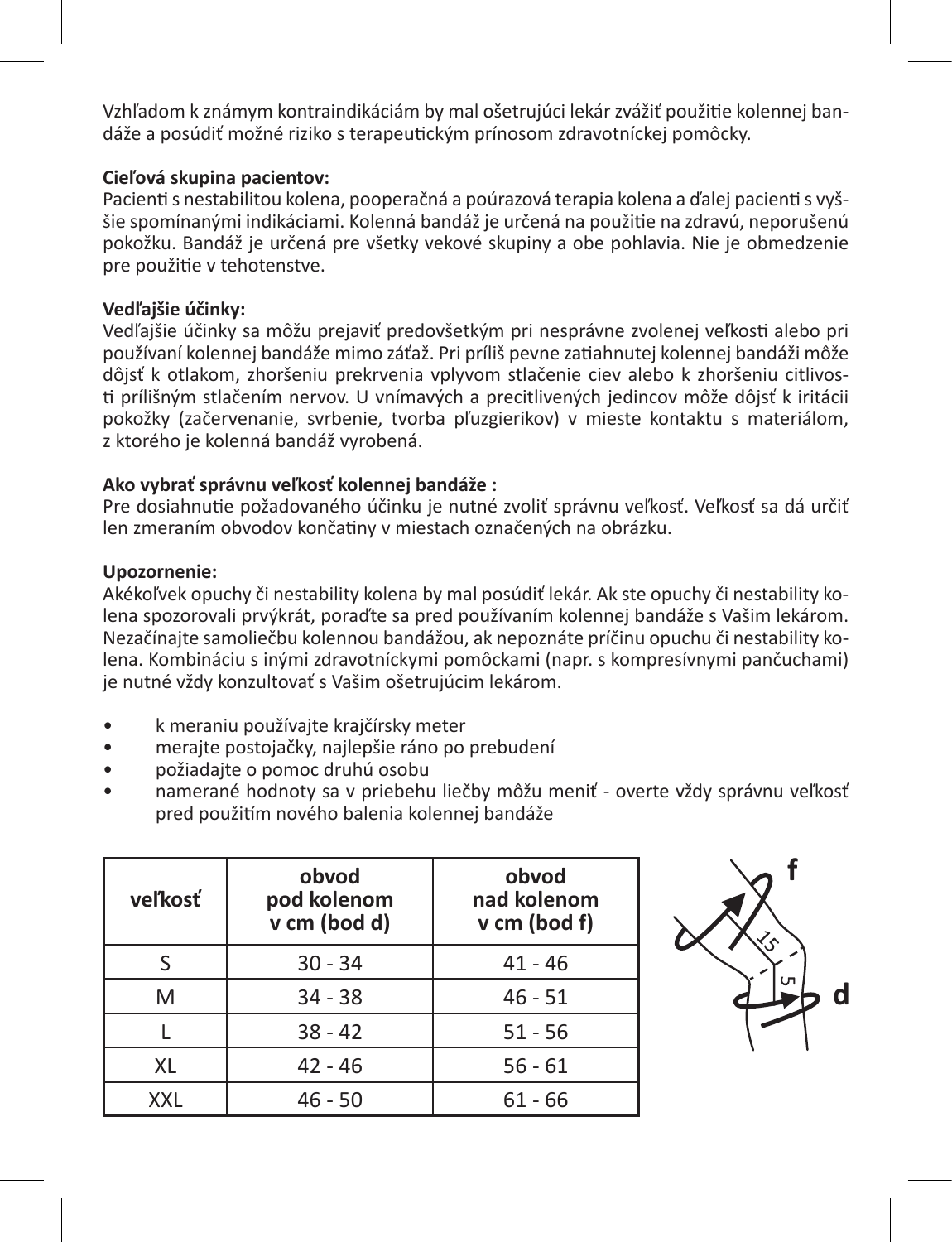Vzhľadom k známym kontraindikáciám by mal ošetrujúci lekár zvážiť použitie kolennej bandáže a posúdiť možné riziko s terapeutickým prínosom zdravotníckej pomôcky.

**Cieľová skupina pacientov:**
Pacienti s nestabilitou kolena, pooperačná a poúrazová terapia kolena a ďalej pacienti s vyššie spomínanými indikáciami. Kolenná bandáž je určená na použitie na zdravú, neporušenú pokožku. Bandáž je určená pre všetky vekové skupiny a obe pohlavia. Nie je obmedzenie pre použitie v tehotenstve.

**Vedľajšie účinky:**
Vedľajšie účinky sa môžu prejaviť predovšetkým pri nesprávne zvolenej veľkosti alebo pri používaní kolennej bandáže mimo záťaž. Pri príliš pevne zatiahnutej kolennej bandáži môže dôjsť k otlakom, zhoršeniu prekrvenia vplyvom stlačenie ciev alebo k zhoršeniu citlivosti prílišným stlačením nervov. U vnímavých a precitlivených jedincov môže dôjsť k iritácii pokožky (začervenanie, svrbenie, tvorba pľuzgierikov) v mieste kontaktu s materiálom, z ktorého je kolenná bandáž vyrobená.

**Ako vybrať správnu veľkosť kolennej bandáže :**
Pre dosiahnutie požadovaného účinku je nutné zvoliť správnu veľkosť. Veľkosť sa dá určiť len zmeraním obvodov končatiny v miestach označených na obrázku.

**Upozornenie:**
Akékoľvek opuchy či nestability kolena by mal posúdiť lekár. Ak ste opuchy či nestability kolena spozorovali prvýkrát, poraďte sa pred používaním kolennej bandáže s Vašim lekárom. Nezačínajte samoliečbu kolennou bandážou, ak nepoznáte príčinu opuchu či nestability kolena. Kombináciu s inými zdravotníckymi pomôckami (napr. s kompresívnymi pančuchami) je nutné vždy konzultovať s Vašim ošetrujúcim lekárom.

- k meraniu používajte krajčírsky meter
- merajte postojačky, najlepšie ráno po prebudení
- požiadajte o pomoc druhú osobu
- namerané hodnoty sa v priebehu liečby môžu meniť - overte vždy správnu veľkosť pred použitím nového balenia kolennej bandáže

| veľkosť | obvod pod kolenom v cm (bod d) | obvod nad kolenom v cm (bod f) |
|---|---|---|
| S | 30 - 34 | 41 - 46 |
| M | 34 - 38 | 46 - 51 |
| L | 38 - 42 | 51 - 56 |
| XL | 42 - 46 | 56 - 61 |
| XXL | 46 - 50 | 61 - 66 |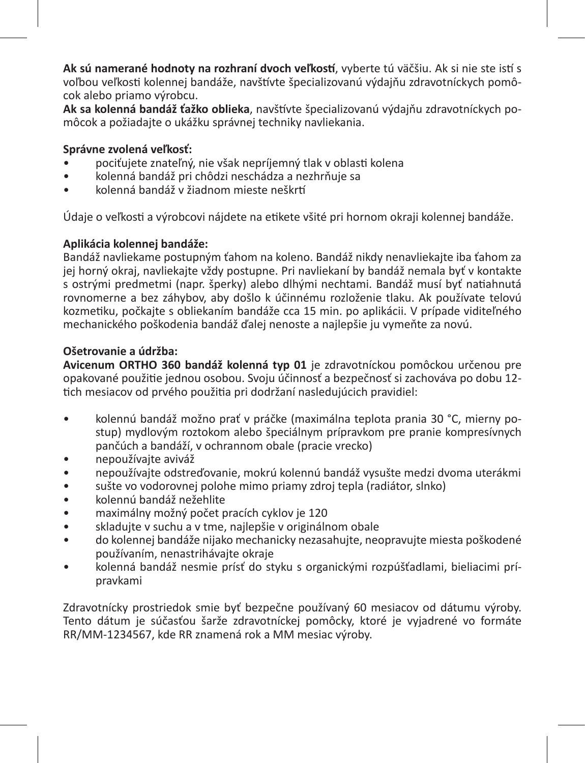**Ak sú namerané hodnoty na rozhraní dvoch veľkostí**, vyberte tú väčšiu. Ak si nie ste istí s voľbou veľkosti kolennej bandáže, navštívte špecializovanú výdajňu zdravotníckych pomôcok alebo priamo výrobcu.
**Ak sa kolenná bandáž ťažko oblieka**, navštívte špecializovanú výdajňu zdravotníckych pomôcok a požiadajte o ukážku správnej techniky navliekania.

**Správne zvolená veľkosť:**

- pociťujete znateľný, nie však nepríjemný tlak v oblasti kolena
- kolenná bandáž pri chôdzi neschádza a nezhrňuje sa
- kolenná bandáž v žiadnom mieste neškrtí

Údaje o veľkosti a výrobcovi nájdete na etikete všité pri hornom okraji kolennej bandáže.

**Aplikácia kolennej bandáže:**
Bandáž navliekame postupným ťahom na koleno. Bandáž nikdy nenavliekajte iba ťahom za jej horný okraj, navliekajte vždy postupne. Pri navliekaní by bandáž nemala byť v kontakte s ostrými predmetmi (napr. šperky) alebo dlhými nechtami. Bandáž musí byť natiahnutá rovnomerne a bez záhybov, aby došlo k účinnému rozloženie tlaku. Ak používate telovú kozmetiku, počkajte s obliekaním bandáže cca 15 min. po aplikácii. V prípade viditeľného mechanického poškodenia bandáž ďalej nenoste a najlepšie ju vymeňte za novú.

**Ošetrovanie a údržba:**
**Avicenum ORTHO 360 bandáž kolenná typ 01** je zdravotníckou pomôckou určenou pre opakované použitie jednou osobou. Svoju účinnosť a bezpečnosť si zachováva po dobu 12-tich mesiacov od prvého použitia pri dodržaní nasledujúcich pravidiel:

- kolennú bandáž možno prať v práčke (maximálna teplota prania 30 °C, mierny postup) mydlovým roztokom alebo špeciálnym prípravkom pre pranie kompresívnych pančúch a bandáží, v ochrannom obale (pracie vrecko)
- nepoužívajte aviváž
- nepoužívajte odstreďovanie, mokrú kolennú bandáž vysušte medzi dvoma uterákmi
- sušte vo vodorovnej polohe mimo priamy zdroj tepla (radiátor, slnko)
- kolennú bandáž nežehlite
- maximálny možný počet pracích cyklov je 120
- skladujte v suchu a v tme, najlepšie v originálnom obale
- do kolennej bandáže nijako mechanicky nezasahujte, neopravujte miesta poškodené používaním, nenastrihávajte okraje
- kolenná bandáž nesmie prísť do styku s organickými rozpúšťadlami, bieliacimi prípravkami

Zdravotnícky prostriedok smie byť bezpečne používaný 60 mesiacov od dátumu výroby. Tento dátum je súčasťou šarže zdravotníckej pomôcky, ktoré je vyjadrené vo formáte RR/MM-1234567, kde RR znamená rok a MM mesiac výroby.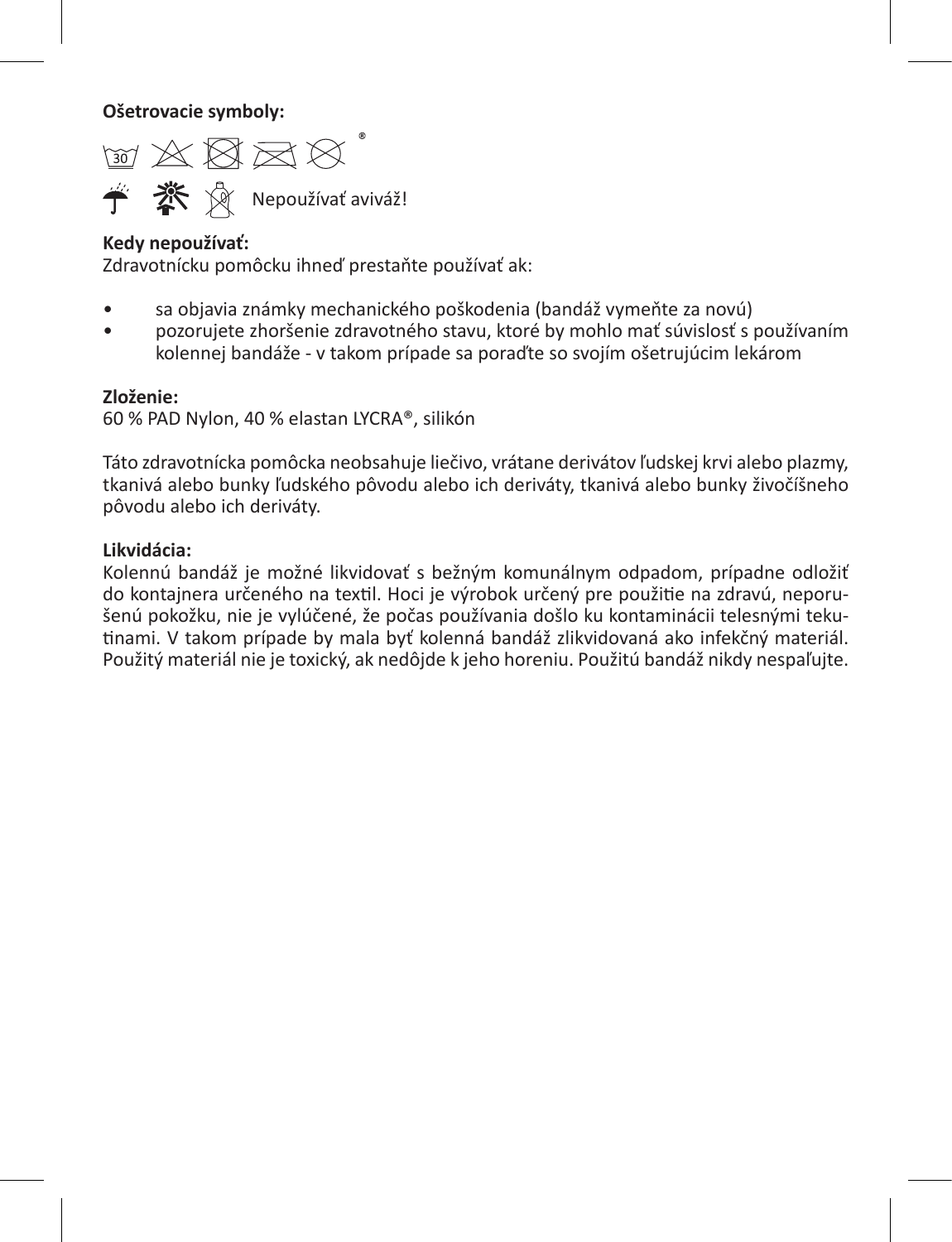**Ošetrovacie symboly:**

Nepoužívať aviváž!

**Kedy nepoužívať:**

Zdravotnícku pomôcku ihneď prestaňte používať ak:

- sa objavia známky mechanického poškodenia (bandáž vymeňte za novú)
- pozorujete zhoršenie zdravotného stavu, ktoré by mohlo mať súvislosť s používaním kolennej bandáže - v takom prípade sa poraďte so svojím ošetrujúcim lekárom

**Zloženie:**

60 % PAD Nylon, 40 % elastan LYCRA®, silikón

Táto zdravotnícka pomôcka neobsahuje liečivo, vrátane derivátov ľudskej krvi alebo plazmy, tkanivá alebo bunky ľudského pôvodu alebo ich deriváty, tkanivá alebo bunky živočíšneho pôvodu alebo ich deriváty.

**Likvidácia:**

Kolennú bandáž je možné likvidovať s bežným komunálnym odpadom, prípadne odložiť do kontajnera určeného na textil. Hoci je výrobok určený pre použitie na zdravú, neporušenú pokožku, nie je vylúčené, že počas používania došlo ku kontaminácii telesnými tekutinami. V takom prípade by mala byť kolenná bandáž zlikvidovaná ako infekčný materiál. Použitý materiál nie je toxický, ak nedôjde k jeho horeniu. Použitú bandáž nikdy nespaľujte.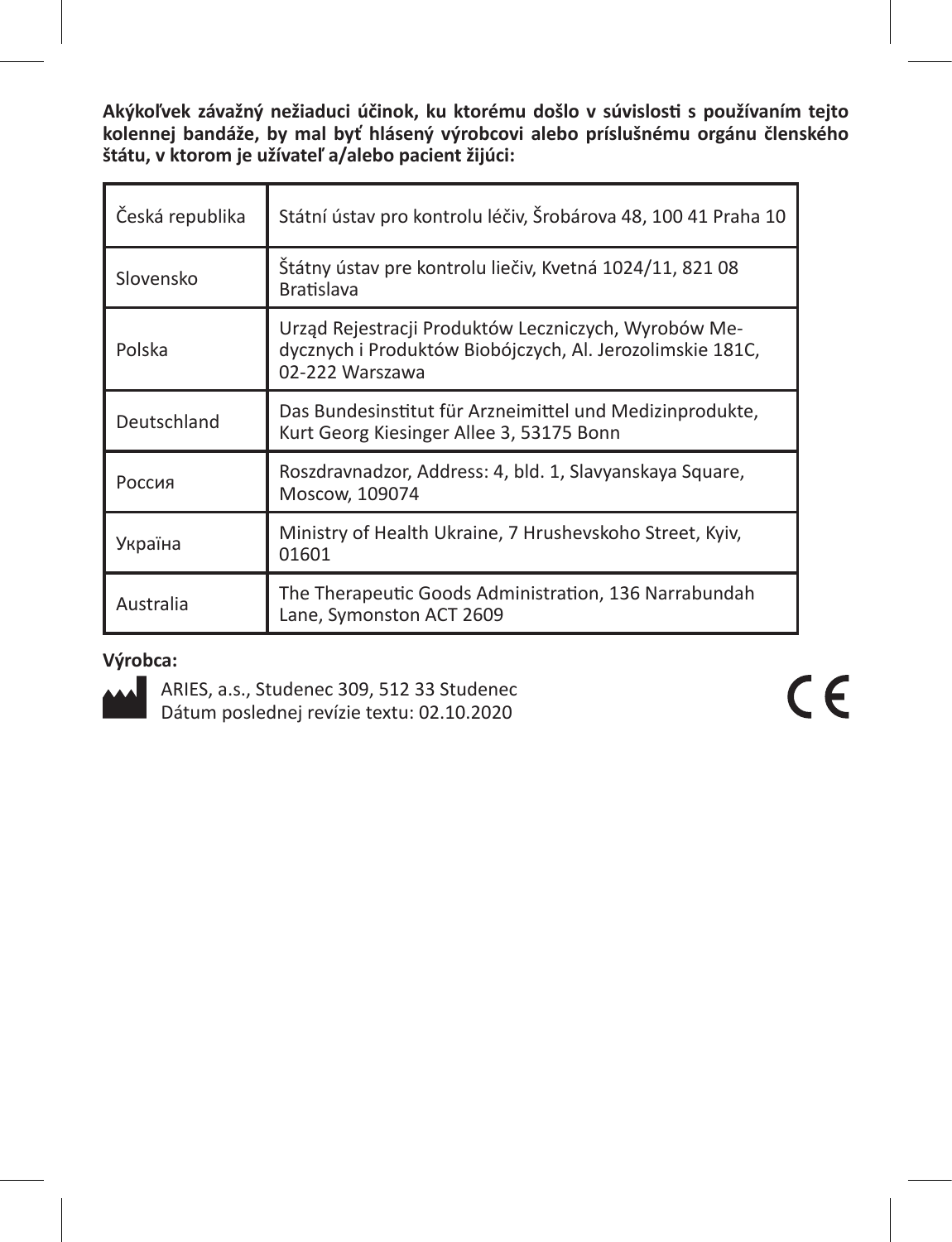**Akýkoľvek závažný nežiaduci účinok, ku ktorému došlo v súvislosti s používaním tejto kolennej bandáže, by mal byť hlásený výrobcovi alebo príslušnému orgánu členského štátu, v ktorom je užívateľ a/alebo pacient žijúci:**

| | |
|---|---|
| Česká republika | Státní ústav pro kontrolu léčiv, Šrobárova 48, 100 41 Praha 10 |
| Slovensko | Štátny ústav pre kontrolu liečiv, Kvetná 1024/11, 821 08 Bratislava |
| Polska | Urząd Rejestracji Produktów Leczniczych, Wyrobów Medycznych i Produktów Biobójczych, Al. Jerozolimskie 181C, 02-222 Warszawa |
| Deutschland | Das Bundesinstitut für Arzneimittel und Medizinprodukte, Kurt Georg Kiesinger Allee 3, 53175 Bonn |
| Россия | Roszdravnadzor, Address: 4, bld. 1, Slavyanskaya Square, Moscow, 109074 |
| Україна | Ministry of Health Ukraine, 7 Hrushevskoho Street, Kyiv, 01601 |
| Australia | The Therapeutic Goods Administration, 136 Narrabundah Lane, Symonston ACT 2609 |

**Výrobca:**

ARIES, a.s., Studenec 309, 512 33 Studenec
Dátum poslednej revízie textu: 02.10.2020

CE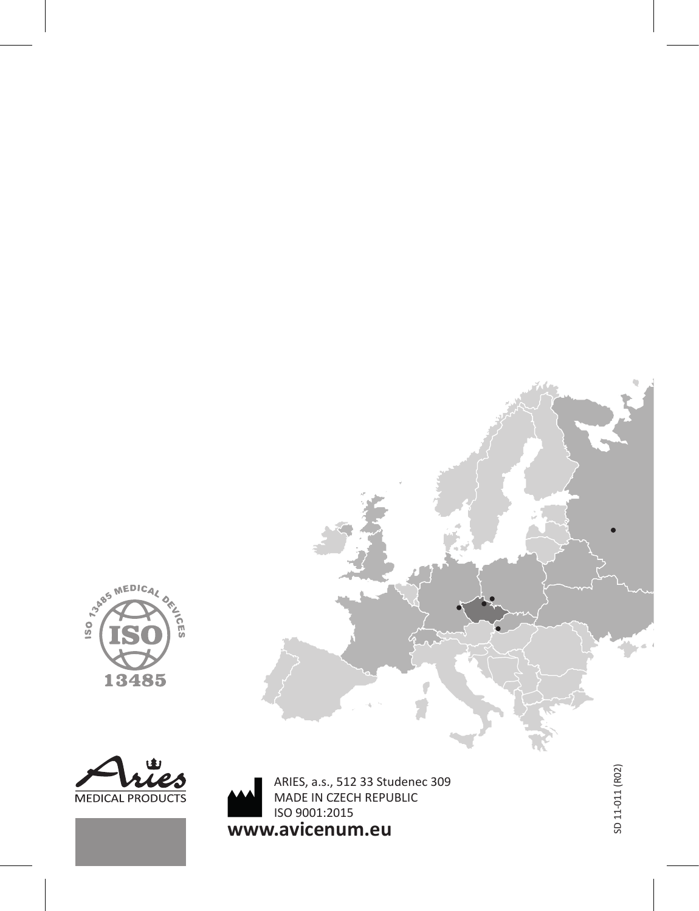ISO 13485 MEDICAL DEVICES

ISO

13485

Aries

MEDICAL PRODUCTS

ARIES, a.s., 512 33 Studenec 309
MADE IN CZECH REPUBLIC
ISO 9001:2015

**www.avicenum.eu**

SD 11-011 (R02)